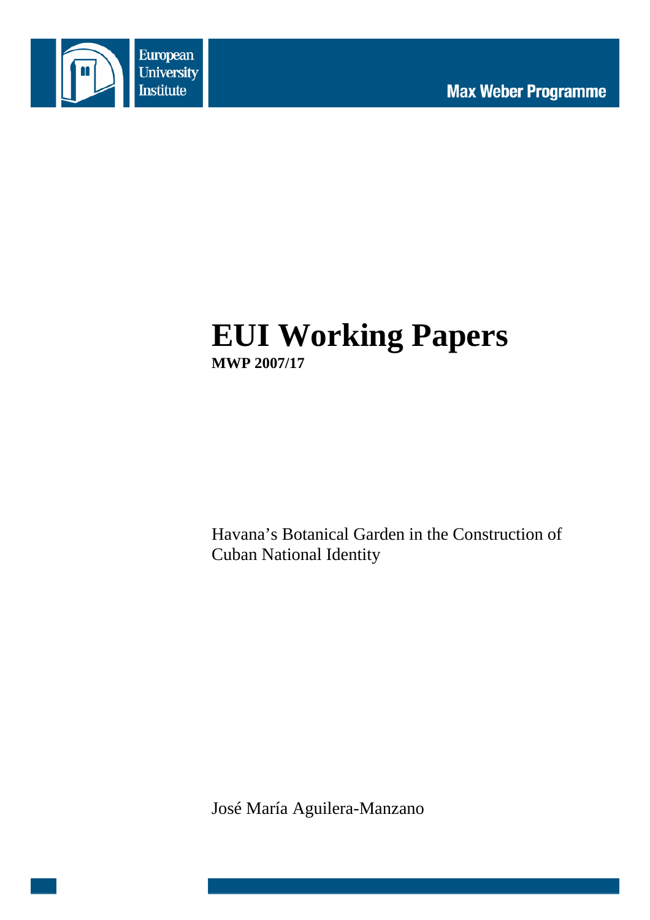European University Institute

Max Weber Programme

# EUI Working Papers

**MWP 2007/17**

Havana's Botanical Garden in the Construction of Cuban National Identity

José María Aguilera-Manzano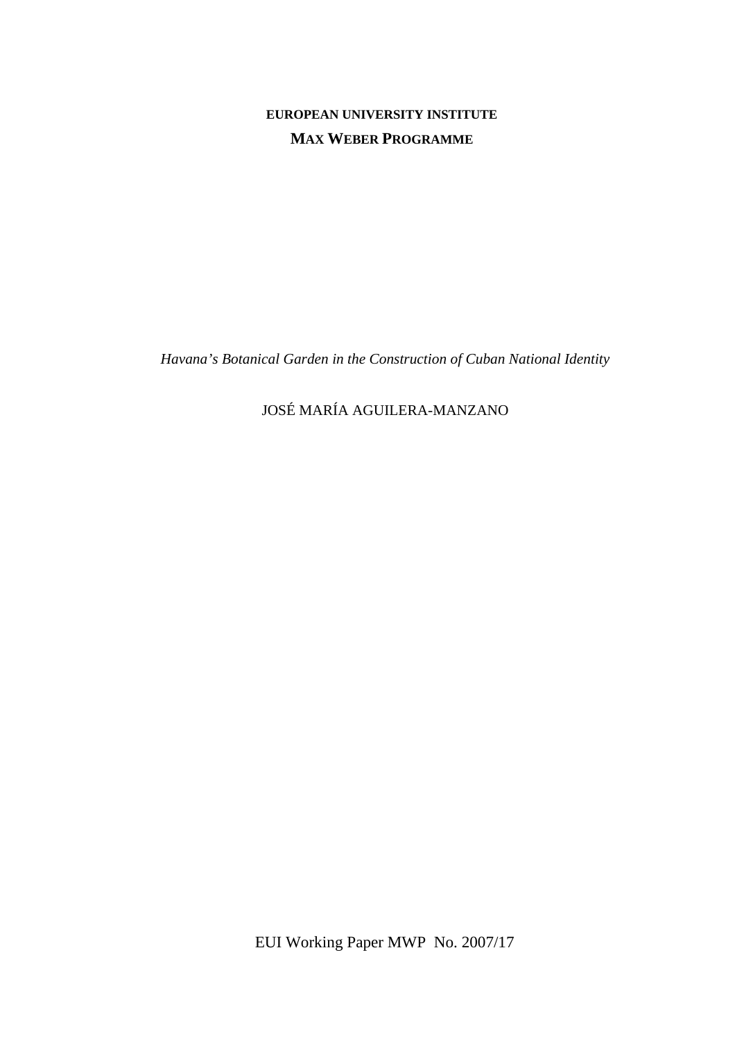**EUROPEAN UNIVERSITY INSTITUTE**

**MAX WEBER PROGRAMME**

*Havana's Botanical Garden in the Construction of Cuban National Identity*

JOSÉ MARÍA AGUILERA-MANZANO

EUI Working Paper MWP No. 2007/17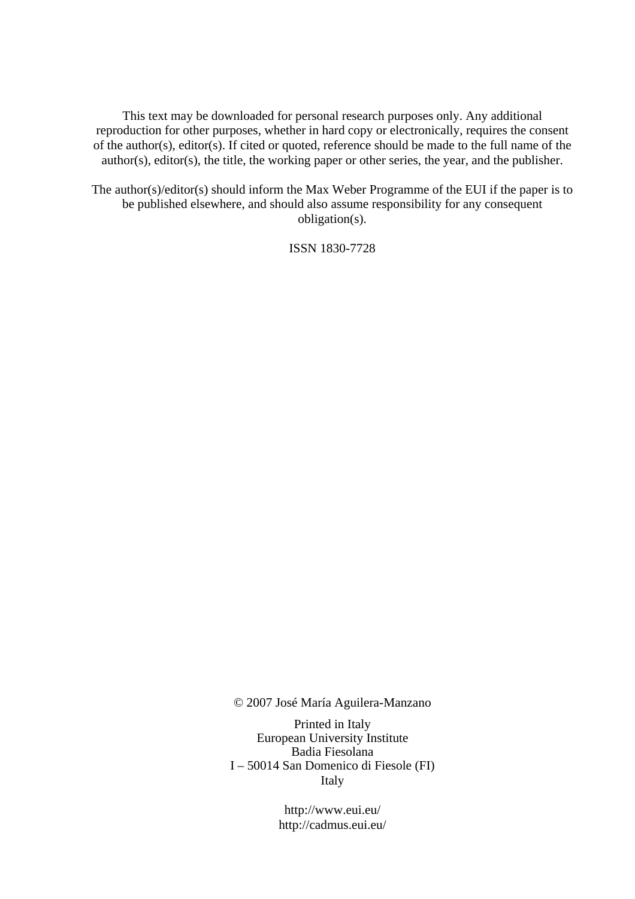This text may be downloaded for personal research purposes only. Any additional reproduction for other purposes, whether in hard copy or electronically, requires the consent of the author(s), editor(s). If cited or quoted, reference should be made to the full name of the author(s), editor(s), the title, the working paper or other series, the year, and the publisher.

The author(s)/editor(s) should inform the Max Weber Programme of the EUI if the paper is to be published elsewhere, and should also assume responsibility for any consequent obligation(s).

ISSN 1830-7728

© 2007 José María Aguilera-Manzano

Printed in Italy
European University Institute
Badia Fiesolana
I – 50014 San Domenico di Fiesole (FI)
Italy

http://www.eui.eu/
http://cadmus.eui.eu/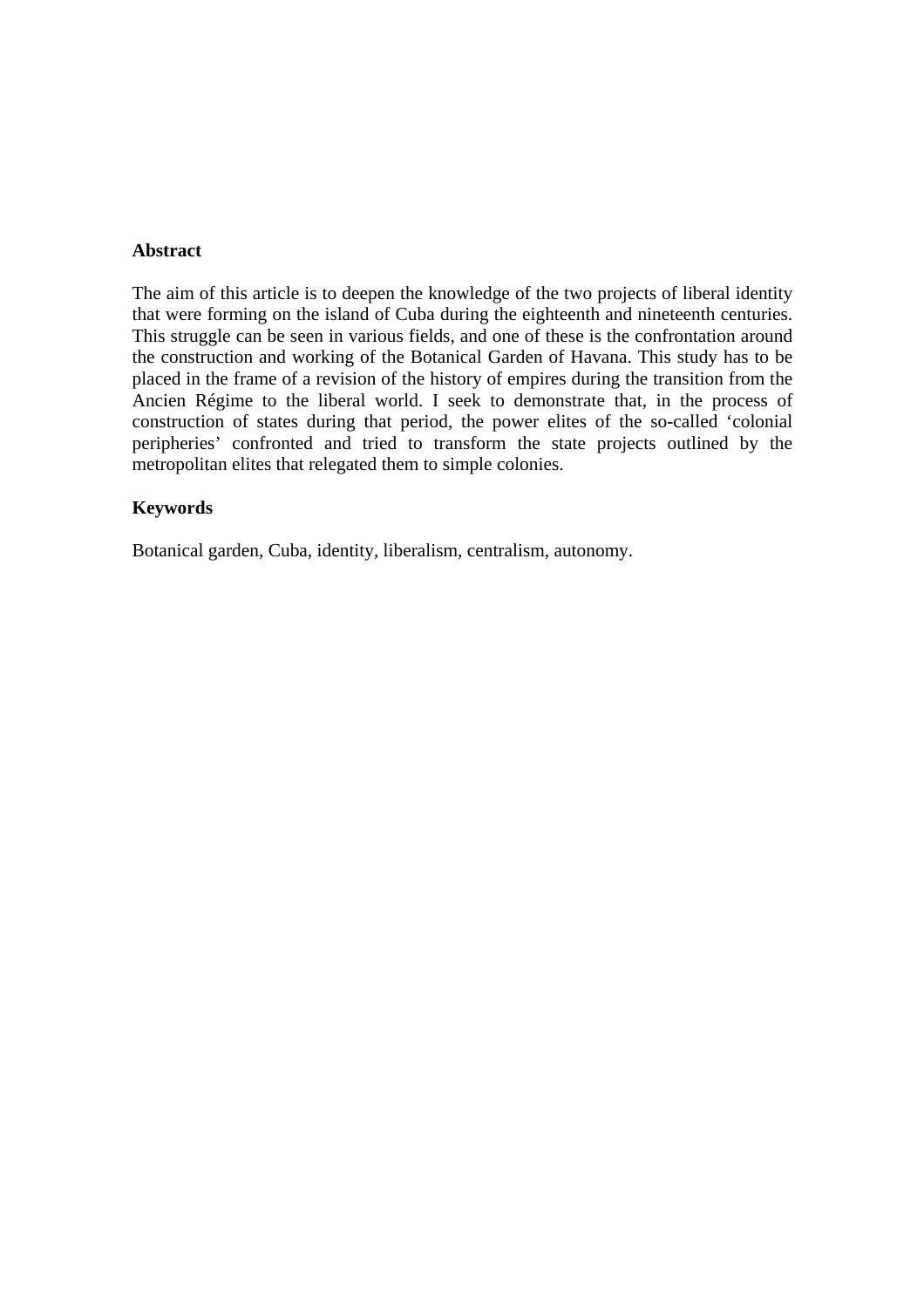**Abstract**

The aim of this article is to deepen the knowledge of the two projects of liberal identity that were forming on the island of Cuba during the eighteenth and nineteenth centuries. This struggle can be seen in various fields, and one of these is the confrontation around the construction and working of the Botanical Garden of Havana. This study has to be placed in the frame of a revision of the history of empires during the transition from the Ancien Régime to the liberal world. I seek to demonstrate that, in the process of construction of states during that period, the power elites of the so-called 'colonial peripheries' confronted and tried to transform the state projects outlined by the metropolitan elites that relegated them to simple colonies.

**Keywords**

Botanical garden, Cuba, identity, liberalism, centralism, autonomy.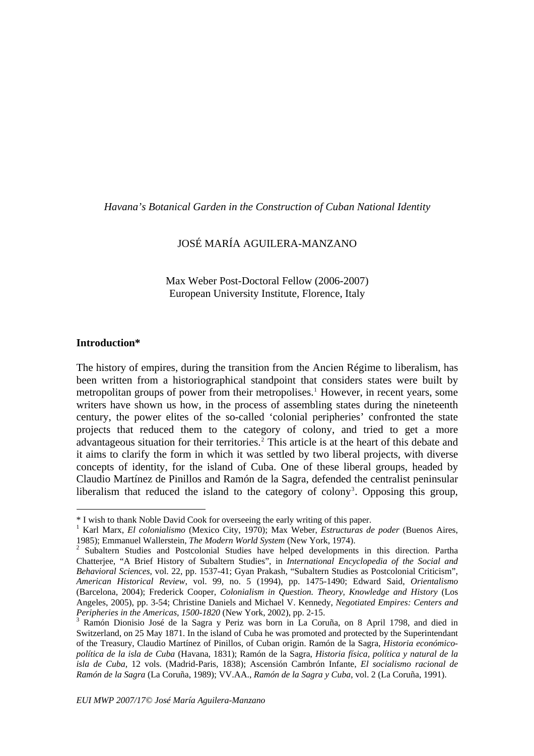*Havana's Botanical Garden in the Construction of Cuban National Identity*

JOSÉ MARÍA AGUILERA-MANZANO

Max Weber Post-Doctoral Fellow (2006-2007)
European University Institute, Florence, Italy

## Introduction*

The history of empires, during the transition from the Ancien Régime to liberalism, has been written from a historiographical standpoint that considers states were built by metropolitan groups of power from their metropolises.[1] However, in recent years, some writers have shown us how, in the process of assembling states during the nineteenth century, the power elites of the so-called 'colonial peripheries' confronted the state projects that reduced them to the category of colony, and tried to get a more advantageous situation for their territories.[2] This article is at the heart of this debate and it aims to clarify the form in which it was settled by two liberal projects, with diverse concepts of identity, for the island of Cuba. One of these liberal groups, headed by Claudio Martínez de Pinillos and Ramón de la Sagra, defended the centralist peninsular liberalism that reduced the island to the category of colony[3]. Opposing this group,

---

* I wish to thank Noble David Cook for overseeing the early writing of this paper.

[1] Karl Marx, *El colonialismo* (Mexico City, 1970); Max Weber, *Estructuras de poder* (Buenos Aires, 1985); Emmanuel Wallerstein, *The Modern World System* (New York, 1974).

[2] Subaltern Studies and Postcolonial Studies have helped developments in this direction. Partha Chatterjee, "A Brief History of Subaltern Studies", in *International Encyclopedia of the Social and Behavioral Sciences*, vol. 22, pp. 1537-41; Gyan Prakash, "Subaltern Studies as Postcolonial Criticism", *American Historical Review*, vol. 99, no. 5 (1994), pp. 1475-1490; Edward Said, *Orientalismo* (Barcelona, 2004); Frederick Cooper, *Colonialism in Question. Theory, Knowledge and History* (Los Angeles, 2005), pp. 3-54; Christine Daniels and Michael V. Kennedy, *Negotiated Empires: Centers and Peripheries in the Americas, 1500-1820* (New York, 2002), pp. 2-15.

[3] Ramón Dionisio José de la Sagra y Periz was born in La Coruña, on 8 April 1798, and died in Switzerland, on 25 May 1871. In the island of Cuba he was promoted and protected by the Superintendant of the Treasury, Claudio Martínez of Pinillos, of Cuban origin. Ramón de la Sagra, *Historia económico-política de la isla de Cuba* (Havana, 1831); Ramón de la Sagra, *Historia física, política y natural de la isla de Cuba*, 12 vols. (Madrid-Paris, 1838); Ascensión Cambrón Infante, *El socialismo racional de Ramón de la Sagra* (La Coruña, 1989); VV.AA., *Ramón de la Sagra y Cuba*, vol. 2 (La Coruña, 1991).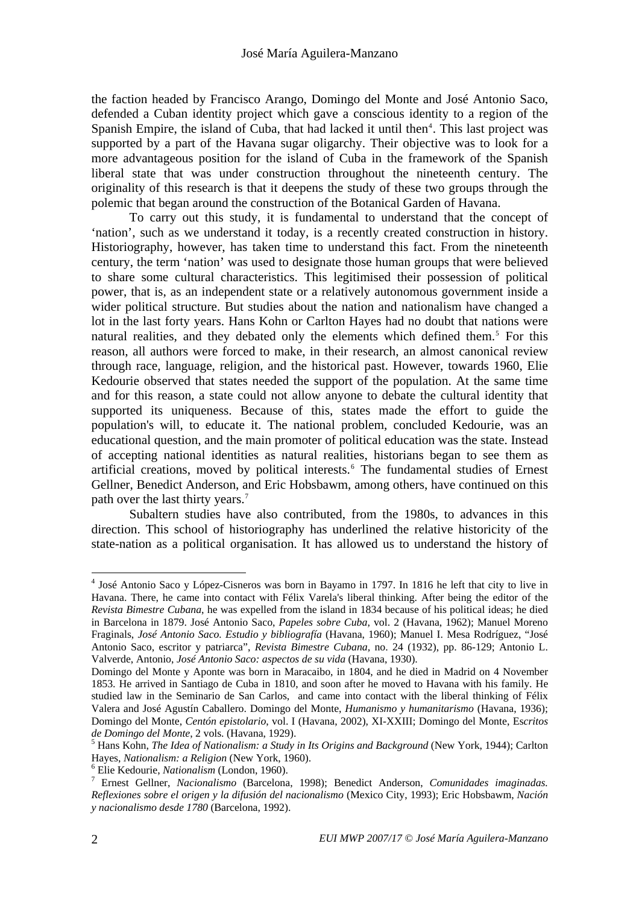the faction headed by Francisco Arango, Domingo del Monte and José Antonio Saco, defended a Cuban identity project which gave a conscious identity to a region of the Spanish Empire, the island of Cuba, that had lacked it until then[4]. This last project was supported by a part of the Havana sugar oligarchy. Their objective was to look for a more advantageous position for the island of Cuba in the framework of the Spanish liberal state that was under construction throughout the nineteenth century. The originality of this research is that it deepens the study of these two groups through the polemic that began around the construction of the Botanical Garden of Havana.

To carry out this study, it is fundamental to understand that the concept of 'nation', such as we understand it today, is a recently created construction in history. Historiography, however, has taken time to understand this fact. From the nineteenth century, the term 'nation' was used to designate those human groups that were believed to share some cultural characteristics. This legitimised their possession of political power, that is, as an independent state or a relatively autonomous government inside a wider political structure. But studies about the nation and nationalism have changed a lot in the last forty years. Hans Kohn or Carlton Hayes had no doubt that nations were natural realities, and they debated only the elements which defined them.[5] For this reason, all authors were forced to make, in their research, an almost canonical review through race, language, religion, and the historical past. However, towards 1960, Elie Kedourie observed that states needed the support of the population. At the same time and for this reason, a state could not allow anyone to debate the cultural identity that supported its uniqueness. Because of this, states made the effort to guide the population's will, to educate it. The national problem, concluded Kedourie, was an educational question, and the main promoter of political education was the state. Instead of accepting national identities as natural realities, historians began to see them as artificial creations, moved by political interests.[6] The fundamental studies of Ernest Gellner, Benedict Anderson, and Eric Hobsbawm, among others, have continued on this path over the last thirty years.[7]

Subaltern studies have also contributed, from the 1980s, to advances in this direction. This school of historiography has underlined the relative historicity of the state-nation as a political organisation. It has allowed us to understand the history of

---

[4] José Antonio Saco y López-Cisneros was born in Bayamo in 1797. In 1816 he left that city to live in Havana. There, he came into contact with Félix Varela's liberal thinking. After being the editor of the *Revista Bimestre Cubana*, he was expelled from the island in 1834 because of his political ideas; he died in Barcelona in 1879. José Antonio Saco, *Papeles sobre Cuba*, vol. 2 (Havana, 1962); Manuel Moreno Fraginals, *José Antonio Saco. Estudio y bibliografía* (Havana, 1960); Manuel I. Mesa Rodríguez, "José Antonio Saco, escritor y patriarca", *Revista Bimestre Cubana*, no. 24 (1932), pp. 86-129; Antonio L. Valverde, Antonio, *José Antonio Saco: aspectos de su vida* (Havana, 1930).

Domingo del Monte y Aponte was born in Maracaibo, in 1804, and he died in Madrid on 4 November 1853. He arrived in Santiago de Cuba in 1810, and soon after he moved to Havana with his family. He studied law in the Seminario de San Carlos, and came into contact with the liberal thinking of Félix Valera and José Agustín Caballero. Domingo del Monte, *Humanismo y humanitarismo* (Havana, 1936); Domingo del Monte, *Centón epistolario*, vol. I (Havana, 2002), XI-XXIII; Domingo del Monte, *Escritos de Domingo del Monte*, 2 vols. (Havana, 1929).

[5] Hans Kohn, *The Idea of Nationalism: a Study in Its Origins and Background* (New York, 1944); Carlton Hayes, *Nationalism: a Religion* (New York, 1960).

[6] Elie Kedourie, *Nationalism* (London, 1960).

[7] Ernest Gellner, *Nacionalismo* (Barcelona, 1998); Benedict Anderson, *Comunidades imaginadas. Reflexiones sobre el origen y la difusión del nacionalismo* (Mexico City, 1993); Eric Hobsbawm, *Nación y nacionalismo desde 1780* (Barcelona, 1992).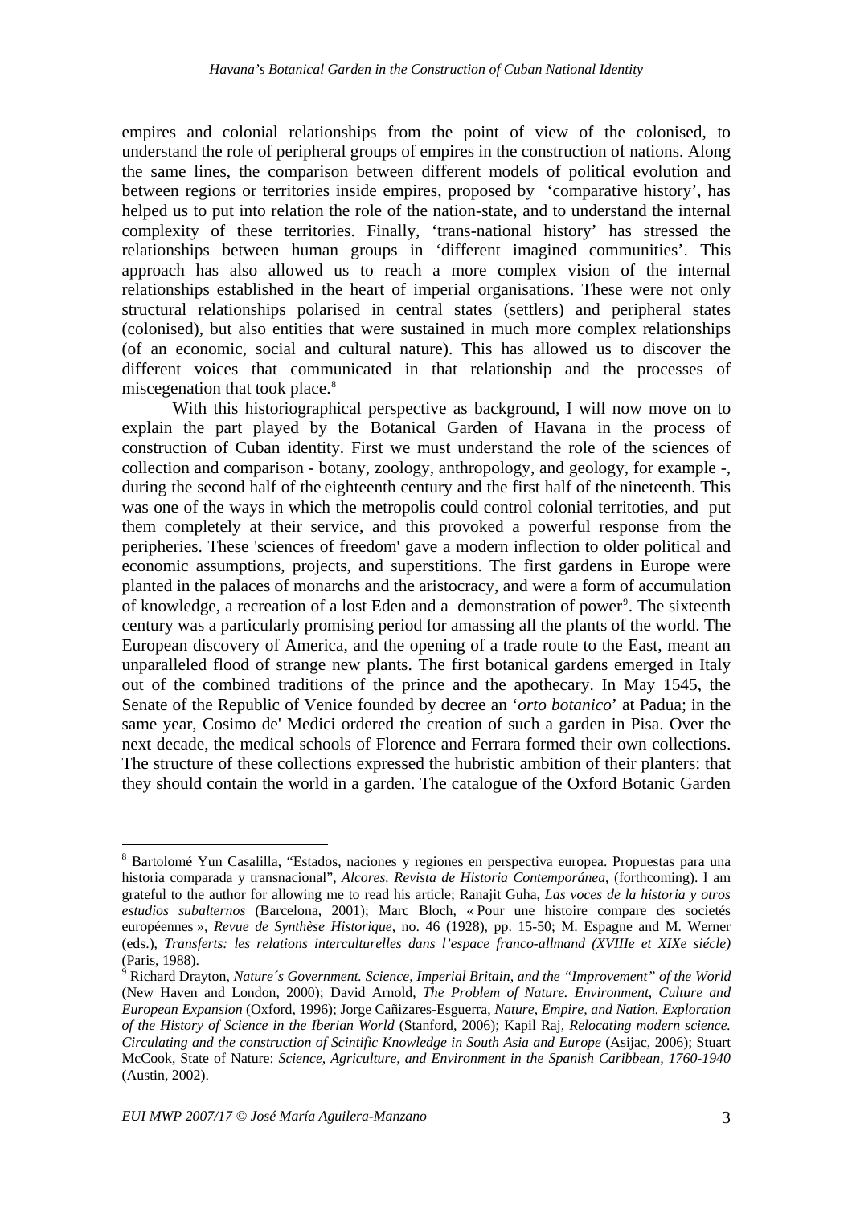empires and colonial relationships from the point of view of the colonised, to understand the role of peripheral groups of empires in the construction of nations. Along the same lines, the comparison between different models of political evolution and between regions or territories inside empires, proposed by 'comparative history', has helped us to put into relation the role of the nation-state, and to understand the internal complexity of these territories. Finally, 'trans-national history' has stressed the relationships between human groups in 'different imagined communities'. This approach has also allowed us to reach a more complex vision of the internal relationships established in the heart of imperial organisations. These were not only structural relationships polarised in central states (settlers) and peripheral states (colonised), but also entities that were sustained in much more complex relationships (of an economic, social and cultural nature). This has allowed us to discover the different voices that communicated in that relationship and the processes of miscegenation that took place.[8]

With this historiographical perspective as background, I will now move on to explain the part played by the Botanical Garden of Havana in the process of construction of Cuban identity. First we must understand the role of the sciences of collection and comparison - botany, zoology, anthropology, and geology, for example -, during the second half of the eighteenth century and the first half of the nineteenth. This was one of the ways in which the metropolis could control colonial territoties, and put them completely at their service, and this provoked a powerful response from the peripheries. These 'sciences of freedom' gave a modern inflection to older political and economic assumptions, projects, and superstitions. The first gardens in Europe were planted in the palaces of monarchs and the aristocracy, and were a form of accumulation of knowledge, a recreation of a lost Eden and a demonstration of power[9]. The sixteenth century was a particularly promising period for amassing all the plants of the world. The European discovery of America, and the opening of a trade route to the East, meant an unparalleled flood of strange new plants. The first botanical gardens emerged in Italy out of the combined traditions of the prince and the apothecary. In May 1545, the Senate of the Republic of Venice founded by decree an '*orto botanico*' at Padua; in the same year, Cosimo de' Medici ordered the creation of such a garden in Pisa. Over the next decade, the medical schools of Florence and Ferrara formed their own collections. The structure of these collections expressed the hubristic ambition of their planters: that they should contain the world in a garden. The catalogue of the Oxford Botanic Garden

---

[8] Bartolomé Yun Casalilla, "Estados, naciones y regiones en perspectiva europea. Propuestas para una historia comparada y transnacional", *Alcores. Revista de Historia Contemporánea*, (forthcoming). I am grateful to the author for allowing me to read his article; Ranajit Guha, *Las voces de la historia y otros estudios subalternos* (Barcelona, 2001); Marc Bloch, « Pour une histoire compare des societés européennes », *Revue de Synthèse Historique*, no. 46 (1928), pp. 15-50; M. Espagne and M. Werner (eds.), *Transferts: les relations interculturelles dans l'espace franco-allmand (XVIIIe et XIXe siécle)* (Paris, 1988).

[9] Richard Drayton, *Nature´s Government. Science, Imperial Britain, and the "Improvement" of the World* (New Haven and London, 2000); David Arnold, *The Problem of Nature. Environment, Culture and European Expansion* (Oxford, 1996); Jorge Cañizares-Esguerra, *Nature, Empire, and Nation. Exploration of the History of Science in the Iberian World* (Stanford, 2006); Kapil Raj, *Relocating modern science. Circulating and the construction of Scintific Knowledge in South Asia and Europe* (Asijac, 2006); Stuart McCook, State of Nature: *Science, Agriculture, and Environment in the Spanish Caribbean, 1760-1940* (Austin, 2002).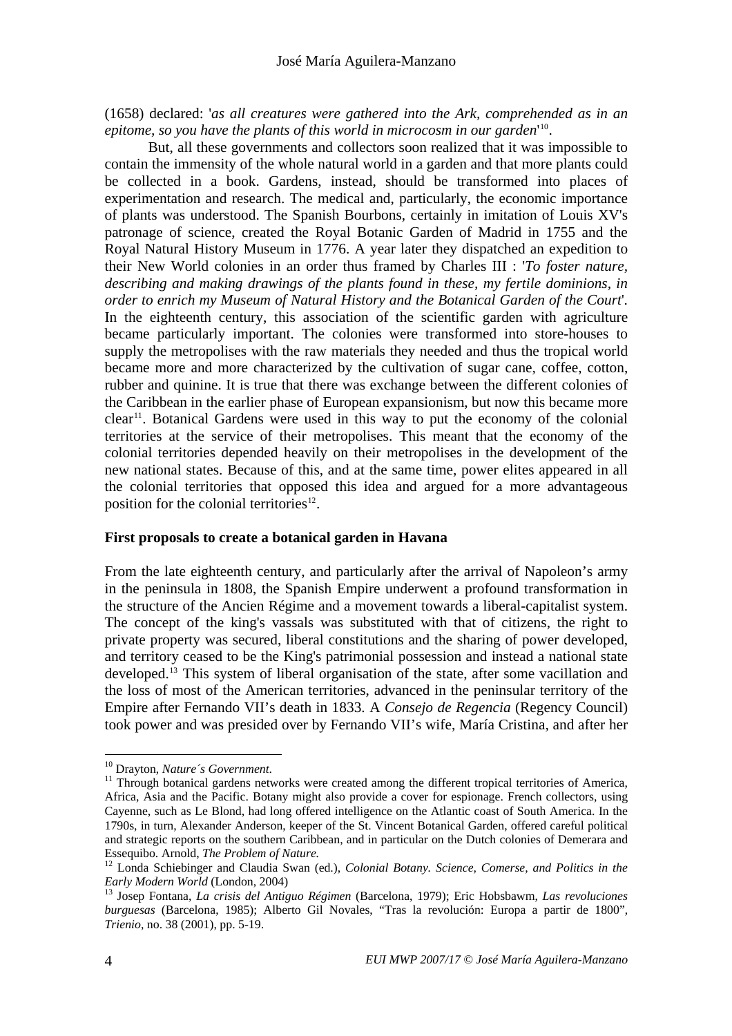(1658) declared: '*as all creatures were gathered into the Ark, comprehended as in an epitome, so you have the plants of this world in microcosm in our garden*'[10].

But, all these governments and collectors soon realized that it was impossible to contain the immensity of the whole natural world in a garden and that more plants could be collected in a book. Gardens, instead, should be transformed into places of experimentation and research. The medical and, particularly, the economic importance of plants was understood. The Spanish Bourbons, certainly in imitation of Louis XV's patronage of science, created the Royal Botanic Garden of Madrid in 1755 and the Royal Natural History Museum in 1776. A year later they dispatched an expedition to their New World colonies in an order thus framed by Charles III : '*To foster nature, describing and making drawings of the plants found in these, my fertile dominions, in order to enrich my Museum of Natural History and the Botanical Garden of the Court*'. In the eighteenth century, this association of the scientific garden with agriculture became particularly important. The colonies were transformed into store-houses to supply the metropolises with the raw materials they needed and thus the tropical world became more and more characterized by the cultivation of sugar cane, coffee, cotton, rubber and quinine. It is true that there was exchange between the different colonies of the Caribbean in the earlier phase of European expansionism, but now this became more clear[11]. Botanical Gardens were used in this way to put the economy of the colonial territories at the service of their metropolises. This meant that the economy of the colonial territories depended heavily on their metropolises in the development of the new national states. Because of this, and at the same time, power elites appeared in all the colonial territories that opposed this idea and argued for a more advantageous position for the colonial territories[12].

**First proposals to create a botanical garden in Havana**

From the late eighteenth century, and particularly after the arrival of Napoleon's army in the peninsula in 1808, the Spanish Empire underwent a profound transformation in the structure of the Ancien Régime and a movement towards a liberal-capitalist system. The concept of the king's vassals was substituted with that of citizens, the right to private property was secured, liberal constitutions and the sharing of power developed, and territory ceased to be the King's patrimonial possession and instead a national state developed.[13] This system of liberal organisation of the state, after some vacillation and the loss of most of the American territories, advanced in the peninsular territory of the Empire after Fernando VII's death in 1833. A *Consejo de Regencia* (Regency Council) took power and was presided over by Fernando VII's wife, María Cristina, and after her

---

[10] Drayton, *Nature´s Government*.

[11] Through botanical gardens networks were created among the different tropical territories of America, Africa, Asia and the Pacific. Botany might also provide a cover for espionage. French collectors, using Cayenne, such as Le Blond, had long offered intelligence on the Atlantic coast of South America. In the 1790s, in turn, Alexander Anderson, keeper of the St. Vincent Botanical Garden, offered careful political and strategic reports on the southern Caribbean, and in particular on the Dutch colonies of Demerara and Essequibo. Arnold, *The Problem of Nature.*

[12] Londa Schiebinger and Claudia Swan (ed.), *Colonial Botany. Science, Comerse, and Politics in the Early Modern World* (London, 2004)

[13] Josep Fontana, *La crisis del Antiguo Régimen* (Barcelona, 1979); Eric Hobsbawm, *Las revoluciones burguesas* (Barcelona, 1985); Alberto Gil Novales, "Tras la revolución: Europa a partir de 1800", *Trienio*, no. 38 (2001), pp. 5-19.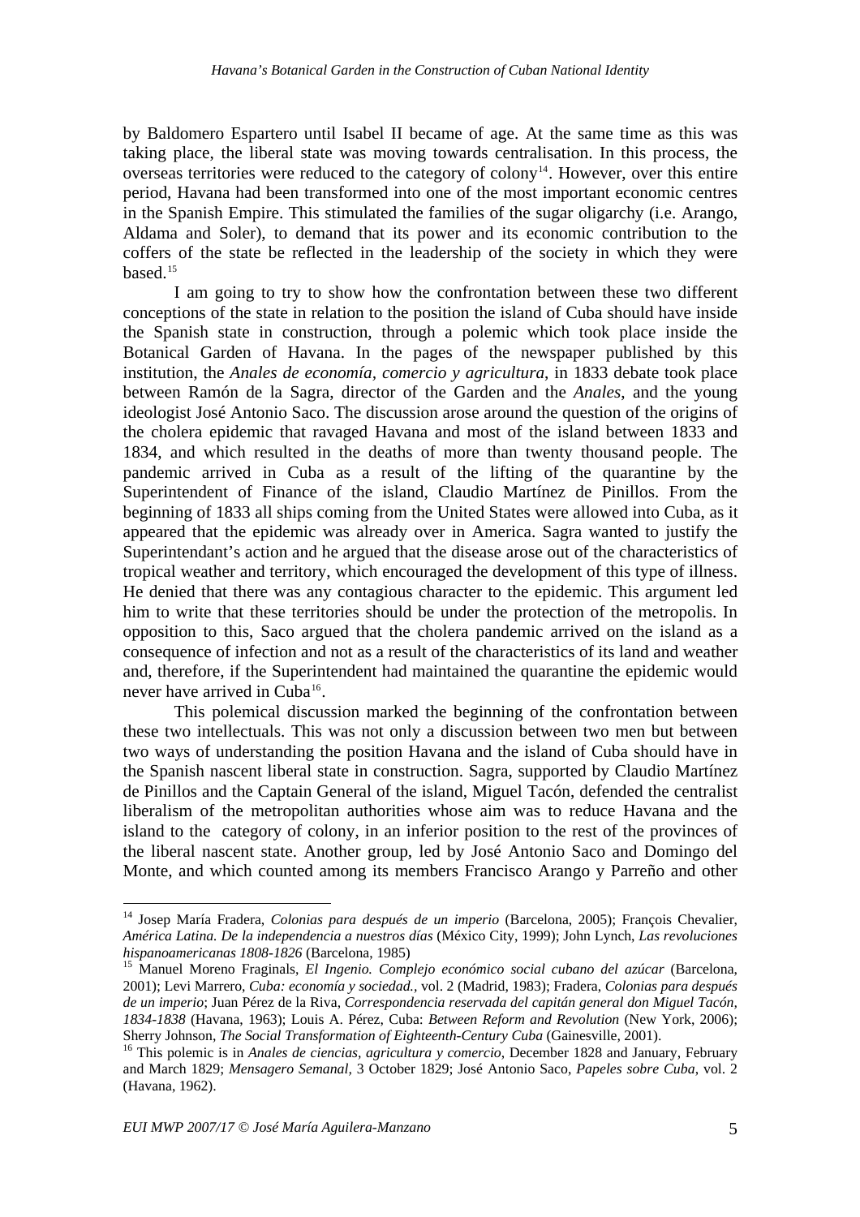by Baldomero Espartero until Isabel II became of age. At the same time as this was taking place, the liberal state was moving towards centralisation. In this process, the overseas territories were reduced to the category of colony[14]. However, over this entire period, Havana had been transformed into one of the most important economic centres in the Spanish Empire. This stimulated the families of the sugar oligarchy (i.e. Arango, Aldama and Soler), to demand that its power and its economic contribution to the coffers of the state be reflected in the leadership of the society in which they were based.[15]

I am going to try to show how the confrontation between these two different conceptions of the state in relation to the position the island of Cuba should have inside the Spanish state in construction, through a polemic which took place inside the Botanical Garden of Havana. In the pages of the newspaper published by this institution, the *Anales de economía, comercio y agricultura*, in 1833 debate took place between Ramón de la Sagra, director of the Garden and the *Anales*, and the young ideologist José Antonio Saco. The discussion arose around the question of the origins of the cholera epidemic that ravaged Havana and most of the island between 1833 and 1834, and which resulted in the deaths of more than twenty thousand people. The pandemic arrived in Cuba as a result of the lifting of the quarantine by the Superintendent of Finance of the island, Claudio Martínez de Pinillos. From the beginning of 1833 all ships coming from the United States were allowed into Cuba, as it appeared that the epidemic was already over in America. Sagra wanted to justify the Superintendant's action and he argued that the disease arose out of the characteristics of tropical weather and territory, which encouraged the development of this type of illness. He denied that there was any contagious character to the epidemic. This argument led him to write that these territories should be under the protection of the metropolis. In opposition to this, Saco argued that the cholera pandemic arrived on the island as a consequence of infection and not as a result of the characteristics of its land and weather and, therefore, if the Superintendent had maintained the quarantine the epidemic would never have arrived in Cuba[16].

This polemical discussion marked the beginning of the confrontation between these two intellectuals. This was not only a discussion between two men but between two ways of understanding the position Havana and the island of Cuba should have in the Spanish nascent liberal state in construction. Sagra, supported by Claudio Martínez de Pinillos and the Captain General of the island, Miguel Tacón, defended the centralist liberalism of the metropolitan authorities whose aim was to reduce Havana and the island to the category of colony, in an inferior position to the rest of the provinces of the liberal nascent state. Another group, led by José Antonio Saco and Domingo del Monte, and which counted among its members Francisco Arango y Parreño and other

---

[14] Josep María Fradera, *Colonias para después de un imperio* (Barcelona, 2005); François Chevalier, *América Latina. De la independencia a nuestros días* (México City, 1999); John Lynch, *Las revoluciones hispanoamericanas 1808-1826* (Barcelona, 1985)

[15] Manuel Moreno Fraginals, *El Ingenio. Complejo económico social cubano del azúcar* (Barcelona, 2001); Levi Marrero, *Cuba: economía y sociedad.*, vol. 2 (Madrid, 1983); Fradera, *Colonias para después de un imperio*; Juan Pérez de la Riva, *Correspondencia reservada del capitán general don Miguel Tacón, 1834-1838* (Havana, 1963); Louis A. Pérez, Cuba: *Between Reform and Revolution* (New York, 2006); Sherry Johnson, *The Social Transformation of Eighteenth-Century Cuba* (Gainesville, 2001).

[16] This polemic is in *Anales de ciencias, agricultura y comercio*, December 1828 and January, February and March 1829; *Mensagero Semanal*, 3 October 1829; José Antonio Saco, *Papeles sobre Cuba*, vol. 2 (Havana, 1962).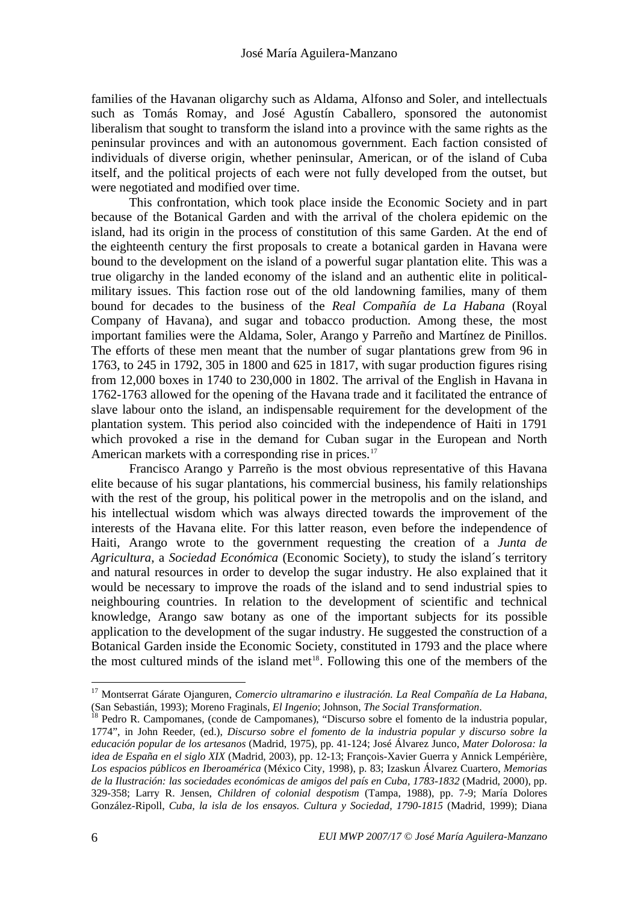families of the Havanan oligarchy such as Aldama, Alfonso and Soler, and intellectuals such as Tomás Romay, and José Agustín Caballero, sponsored the autonomist liberalism that sought to transform the island into a province with the same rights as the peninsular provinces and with an autonomous government. Each faction consisted of individuals of diverse origin, whether peninsular, American, or of the island of Cuba itself, and the political projects of each were not fully developed from the outset, but were negotiated and modified over time.

This confrontation, which took place inside the Economic Society and in part because of the Botanical Garden and with the arrival of the cholera epidemic on the island, had its origin in the process of constitution of this same Garden. At the end of the eighteenth century the first proposals to create a botanical garden in Havana were bound to the development on the island of a powerful sugar plantation elite. This was a true oligarchy in the landed economy of the island and an authentic elite in political-military issues. This faction rose out of the old landowning families, many of them bound for decades to the business of the *Real Compañía de La Habana* (Royal Company of Havana), and sugar and tobacco production. Among these, the most important families were the Aldama, Soler, Arango y Parreño and Martínez de Pinillos. The efforts of these men meant that the number of sugar plantations grew from 96 in 1763, to 245 in 1792, 305 in 1800 and 625 in 1817, with sugar production figures rising from 12,000 boxes in 1740 to 230,000 in 1802. The arrival of the English in Havana in 1762-1763 allowed for the opening of the Havana trade and it facilitated the entrance of slave labour onto the island, an indispensable requirement for the development of the plantation system. This period also coincided with the independence of Haiti in 1791 which provoked a rise in the demand for Cuban sugar in the European and North American markets with a corresponding rise in prices.[17]

Francisco Arango y Parreño is the most obvious representative of this Havana elite because of his sugar plantations, his commercial business, his family relationships with the rest of the group, his political power in the metropolis and on the island, and his intellectual wisdom which was always directed towards the improvement of the interests of the Havana elite. For this latter reason, even before the independence of Haiti, Arango wrote to the government requesting the creation of a *Junta de Agricultura*, a *Sociedad Económica* (Economic Society), to study the island´s territory and natural resources in order to develop the sugar industry. He also explained that it would be necessary to improve the roads of the island and to send industrial spies to neighbouring countries. In relation to the development of scientific and technical knowledge, Arango saw botany as one of the important subjects for its possible application to the development of the sugar industry. He suggested the construction of a Botanical Garden inside the Economic Society, constituted in 1793 and the place where the most cultured minds of the island met[18]. Following this one of the members of the

---

[17] Montserrat Gárate Ojanguren, *Comercio ultramarino e ilustración. La Real Compañía de La Habana*, (San Sebastián, 1993); Moreno Fraginals, *El Ingenio*; Johnson, *The Social Transformation*.

[18] Pedro R. Campomanes, (conde de Campomanes), "Discurso sobre el fomento de la industria popular, 1774", in John Reeder, (ed.), *Discurso sobre el fomento de la industria popular y discurso sobre la educación popular de los artesanos* (Madrid, 1975), pp. 41-124; José Álvarez Junco, *Mater Dolorosa: la idea de España en el siglo XIX* (Madrid, 2003), pp. 12-13; François-Xavier Guerra y Annick Lempérière, *Los espacios públicos en Iberoamérica* (México City, 1998), p. 83; Izaskun Álvarez Cuartero, *Memorias de la Ilustración: las sociedades económicas de amigos del país en Cuba, 1783-1832* (Madrid, 2000), pp. 329-358; Larry R. Jensen, *Children of colonial despotism* (Tampa, 1988), pp. 7-9; María Dolores González-Ripoll, *Cuba, la isla de los ensayos. Cultura y Sociedad, 1790-1815* (Madrid, 1999); Diana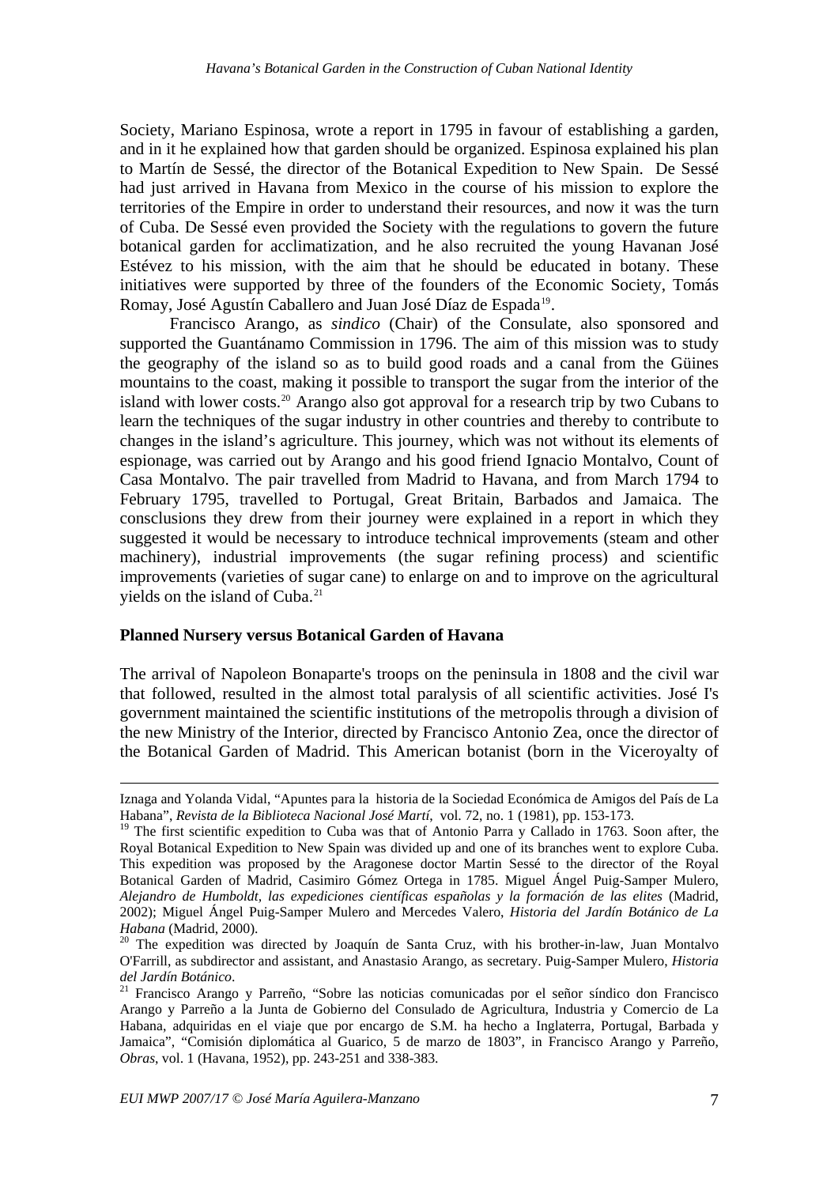Society, Mariano Espinosa, wrote a report in 1795 in favour of establishing a garden, and in it he explained how that garden should be organized. Espinosa explained his plan to Martín de Sessé, the director of the Botanical Expedition to New Spain. De Sessé had just arrived in Havana from Mexico in the course of his mission to explore the territories of the Empire in order to understand their resources, and now it was the turn of Cuba. De Sessé even provided the Society with the regulations to govern the future botanical garden for acclimatization, and he also recruited the young Havanan José Estévez to his mission, with the aim that he should be educated in botany. These initiatives were supported by three of the founders of the Economic Society, Tomás Romay, José Agustín Caballero and Juan José Díaz de Espada[19].

Francisco Arango, as *sindico* (Chair) of the Consulate, also sponsored and supported the Guantánamo Commission in 1796. The aim of this mission was to study the geography of the island so as to build good roads and a canal from the Güines mountains to the coast, making it possible to transport the sugar from the interior of the island with lower costs.[20] Arango also got approval for a research trip by two Cubans to learn the techniques of the sugar industry in other countries and thereby to contribute to changes in the island's agriculture. This journey, which was not without its elements of espionage, was carried out by Arango and his good friend Ignacio Montalvo, Count of Casa Montalvo. The pair travelled from Madrid to Havana, and from March 1794 to February 1795, travelled to Portugal, Great Britain, Barbados and Jamaica. The consclusions they drew from their journey were explained in a report in which they suggested it would be necessary to introduce technical improvements (steam and other machinery), industrial improvements (the sugar refining process) and scientific improvements (varieties of sugar cane) to enlarge on and to improve on the agricultural yields on the island of Cuba.[21]

**Planned Nursery versus Botanical Garden of Havana**

The arrival of Napoleon Bonaparte's troops on the peninsula in 1808 and the civil war that followed, resulted in the almost total paralysis of all scientific activities. José I's government maintained the scientific institutions of the metropolis through a division of the new Ministry of the Interior, directed by Francisco Antonio Zea, once the director of the Botanical Garden of Madrid. This American botanist (born in the Viceroyalty of

---

Iznaga and Yolanda Vidal, "Apuntes para la historia de la Sociedad Económica de Amigos del País de La Habana", *Revista de la Biblioteca Nacional José Martí*, vol. 72, no. 1 (1981), pp. 153-173.

[19] The first scientific expedition to Cuba was that of Antonio Parra y Callado in 1763. Soon after, the Royal Botanical Expedition to New Spain was divided up and one of its branches went to explore Cuba. This expedition was proposed by the Aragonese doctor Martin Sessé to the director of the Royal Botanical Garden of Madrid, Casimiro Gómez Ortega in 1785. Miguel Ángel Puig-Samper Mulero, *Alejandro de Humboldt, las expediciones científicas españolas y la formación de las elites* (Madrid, 2002); Miguel Ángel Puig-Samper Mulero and Mercedes Valero, *Historia del Jardín Botánico de La Habana* (Madrid, 2000).

[20] The expedition was directed by Joaquín de Santa Cruz, with his brother-in-law, Juan Montalvo O'Farrill, as subdirector and assistant, and Anastasio Arango, as secretary. Puig-Samper Mulero, *Historia del Jardín Botánico*.

[21] Francisco Arango y Parreño, "Sobre las noticias comunicadas por el señor síndico don Francisco Arango y Parreño a la Junta de Gobierno del Consulado de Agricultura, Industria y Comercio de La Habana, adquiridas en el viaje que por encargo de S.M. ha hecho a Inglaterra, Portugal, Barbada y Jamaica", "Comisión diplomática al Guarico, 5 de marzo de 1803", in Francisco Arango y Parreño, *Obras*, vol. 1 (Havana, 1952), pp. 243-251 and 338-383.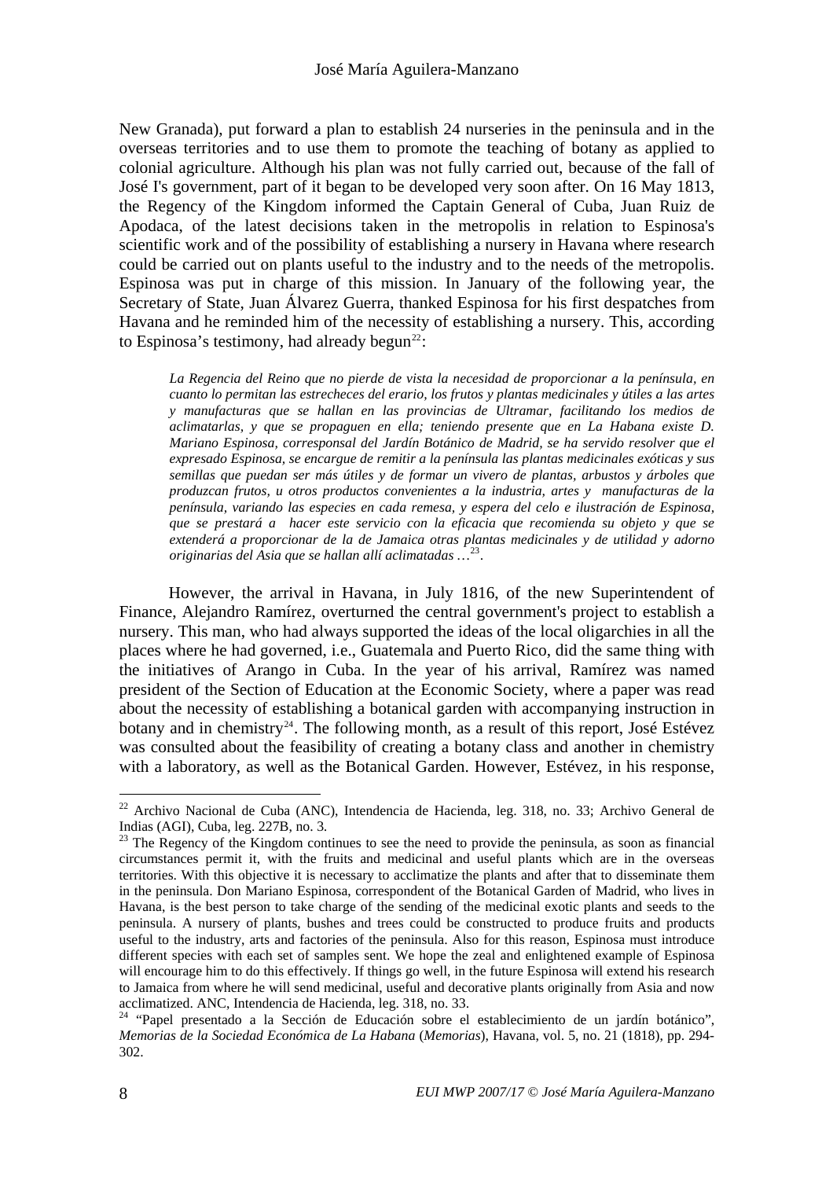New Granada), put forward a plan to establish 24 nurseries in the peninsula and in the overseas territories and to use them to promote the teaching of botany as applied to colonial agriculture. Although his plan was not fully carried out, because of the fall of José I's government, part of it began to be developed very soon after. On 16 May 1813, the Regency of the Kingdom informed the Captain General of Cuba, Juan Ruiz de Apodaca, of the latest decisions taken in the metropolis in relation to Espinosa's scientific work and of the possibility of establishing a nursery in Havana where research could be carried out on plants useful to the industry and to the needs of the metropolis. Espinosa was put in charge of this mission. In January of the following year, the Secretary of State, Juan Álvarez Guerra, thanked Espinosa for his first despatches from Havana and he reminded him of the necessity of establishing a nursery. This, according to Espinosa's testimony, had already begun[22]:

> *La Regencia del Reino que no pierde de vista la necesidad de proporcionar a la península, en cuanto lo permitan las estrecheces del erario, los frutos y plantas medicinales y útiles a las artes y manufacturas que se hallan en las provincias de Ultramar, facilitando los medios de aclimatarlas, y que se propaguen en ella; teniendo presente que en La Habana existe D. Mariano Espinosa, corresponsal del Jardín Botánico de Madrid, se ha servido resolver que el expresado Espinosa, se encargue de remitir a la península las plantas medicinales exóticas y sus semillas que puedan ser más útiles y de formar un vivero de plantas, arbustos y árboles que produzcan frutos, u otros productos convenientes a la industria, artes y manufacturas de la península, variando las especies en cada remesa, y espera del celo e ilustración de Espinosa, que se prestará a hacer este servicio con la eficacia que recomienda su objeto y que se extenderá a proporcionar de la de Jamaica otras plantas medicinales y de utilidad y adorno originarias del Asia que se hallan allí aclimatadas …*[23].

However, the arrival in Havana, in July 1816, of the new Superintendent of Finance, Alejandro Ramírez, overturned the central government's project to establish a nursery. This man, who had always supported the ideas of the local oligarchies in all the places where he had governed, i.e., Guatemala and Puerto Rico, did the same thing with the initiatives of Arango in Cuba. In the year of his arrival, Ramírez was named president of the Section of Education at the Economic Society, where a paper was read about the necessity of establishing a botanical garden with accompanying instruction in botany and in chemistry[24]. The following month, as a result of this report, José Estévez was consulted about the feasibility of creating a botany class and another in chemistry with a laboratory, as well as the Botanical Garden. However, Estévez, in his response,

---

[22] Archivo Nacional de Cuba (ANC), Intendencia de Hacienda, leg. 318, no. 33; Archivo General de Indias (AGI), Cuba, leg. 227B, no. 3.

[23] The Regency of the Kingdom continues to see the need to provide the peninsula, as soon as financial circumstances permit it, with the fruits and medicinal and useful plants which are in the overseas territories. With this objective it is necessary to acclimatize the plants and after that to disseminate them in the peninsula. Don Mariano Espinosa, correspondent of the Botanical Garden of Madrid, who lives in Havana, is the best person to take charge of the sending of the medicinal exotic plants and seeds to the peninsula. A nursery of plants, bushes and trees could be constructed to produce fruits and products useful to the industry, arts and factories of the peninsula. Also for this reason, Espinosa must introduce different species with each set of samples sent. We hope the zeal and enlightened example of Espinosa will encourage him to do this effectively. If things go well, in the future Espinosa will extend his research to Jamaica from where he will send medicinal, useful and decorative plants originally from Asia and now acclimatized. ANC, Intendencia de Hacienda, leg. 318, no. 33.

[24] "Papel presentado a la Sección de Educación sobre el establecimiento de un jardín botánico", *Memorias de la Sociedad Económica de La Habana* (*Memorias*), Havana, vol. 5, no. 21 (1818), pp. 294-302.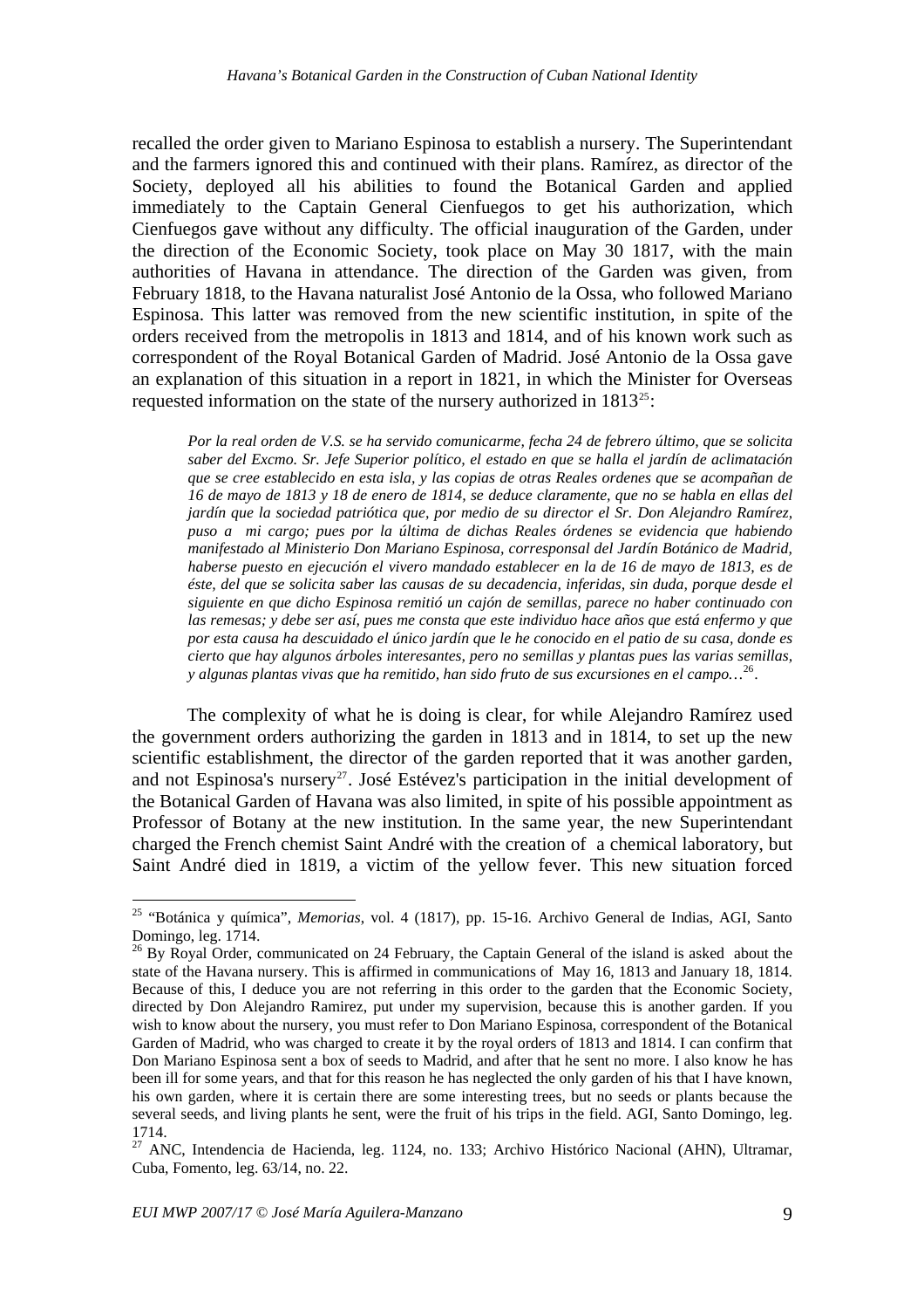recalled the order given to Mariano Espinosa to establish a nursery. The Superintendant and the farmers ignored this and continued with their plans. Ramírez, as director of the Society, deployed all his abilities to found the Botanical Garden and applied immediately to the Captain General Cienfuegos to get his authorization, which Cienfuegos gave without any difficulty. The official inauguration of the Garden, under the direction of the Economic Society, took place on May 30 1817, with the main authorities of Havana in attendance. The direction of the Garden was given, from February 1818, to the Havana naturalist José Antonio de la Ossa, who followed Mariano Espinosa. This latter was removed from the new scientific institution, in spite of the orders received from the metropolis in 1813 and 1814, and of his known work such as correspondent of the Royal Botanical Garden of Madrid. José Antonio de la Ossa gave an explanation of this situation in a report in 1821, in which the Minister for Overseas requested information on the state of the nursery authorized in 1813[25]:

> *Por la real orden de V.S. se ha servido comunicarme, fecha 24 de febrero último, que se solicita saber del Excmo. Sr. Jefe Superior político, el estado en que se halla el jardín de aclimatación que se cree establecido en esta isla, y las copias de otras Reales ordenes que se acompañan de 16 de mayo de 1813 y 18 de enero de 1814, se deduce claramente, que no se habla en ellas del jardín que la sociedad patriótica que, por medio de su director el Sr. Don Alejandro Ramírez, puso a mi cargo; pues por la última de dichas Reales órdenes se evidencia que habiendo manifestado al Ministerio Don Mariano Espinosa, corresponsal del Jardín Botánico de Madrid, haberse puesto en ejecución el vivero mandado establecer en la de 16 de mayo de 1813, es de éste, del que se solicita saber las causas de su decadencia, inferidas, sin duda, porque desde el siguiente en que dicho Espinosa remitió un cajón de semillas, parece no haber continuado con las remesas; y debe ser así, pues me consta que este individuo hace años que está enfermo y que por esta causa ha descuidado el único jardín que le he conocido en el patio de su casa, donde es cierto que hay algunos árboles interesantes, pero no semillas y plantas pues las varias semillas, y algunas plantas vivas que ha remitido, han sido fruto de sus excursiones en el campo…*[26].

The complexity of what he is doing is clear, for while Alejandro Ramírez used the government orders authorizing the garden in 1813 and in 1814, to set up the new scientific establishment, the director of the garden reported that it was another garden, and not Espinosa's nursery[27]. José Estévez's participation in the initial development of the Botanical Garden of Havana was also limited, in spite of his possible appointment as Professor of Botany at the new institution. In the same year, the new Superintendant charged the French chemist Saint André with the creation of a chemical laboratory, but Saint André died in 1819, a victim of the yellow fever. This new situation forced

---

[25] "Botánica y química", *Memorias*, vol. 4 (1817), pp. 15-16. Archivo General de Indias, AGI, Santo Domingo, leg. 1714.

[26] By Royal Order, communicated on 24 February, the Captain General of the island is asked about the state of the Havana nursery. This is affirmed in communications of May 16, 1813 and January 18, 1814. Because of this, I deduce you are not referring in this order to the garden that the Economic Society, directed by Don Alejandro Ramirez, put under my supervision, because this is another garden. If you wish to know about the nursery, you must refer to Don Mariano Espinosa, correspondent of the Botanical Garden of Madrid, who was charged to create it by the royal orders of 1813 and 1814. I can confirm that Don Mariano Espinosa sent a box of seeds to Madrid, and after that he sent no more. I also know he has been ill for some years, and that for this reason he has neglected the only garden of his that I have known, his own garden, where it is certain there are some interesting trees, but no seeds or plants because the several seeds, and living plants he sent, were the fruit of his trips in the field. AGI, Santo Domingo, leg. 1714.

[27] ANC, Intendencia de Hacienda, leg. 1124, no. 133; Archivo Histórico Nacional (AHN), Ultramar, Cuba, Fomento, leg. 63/14, no. 22.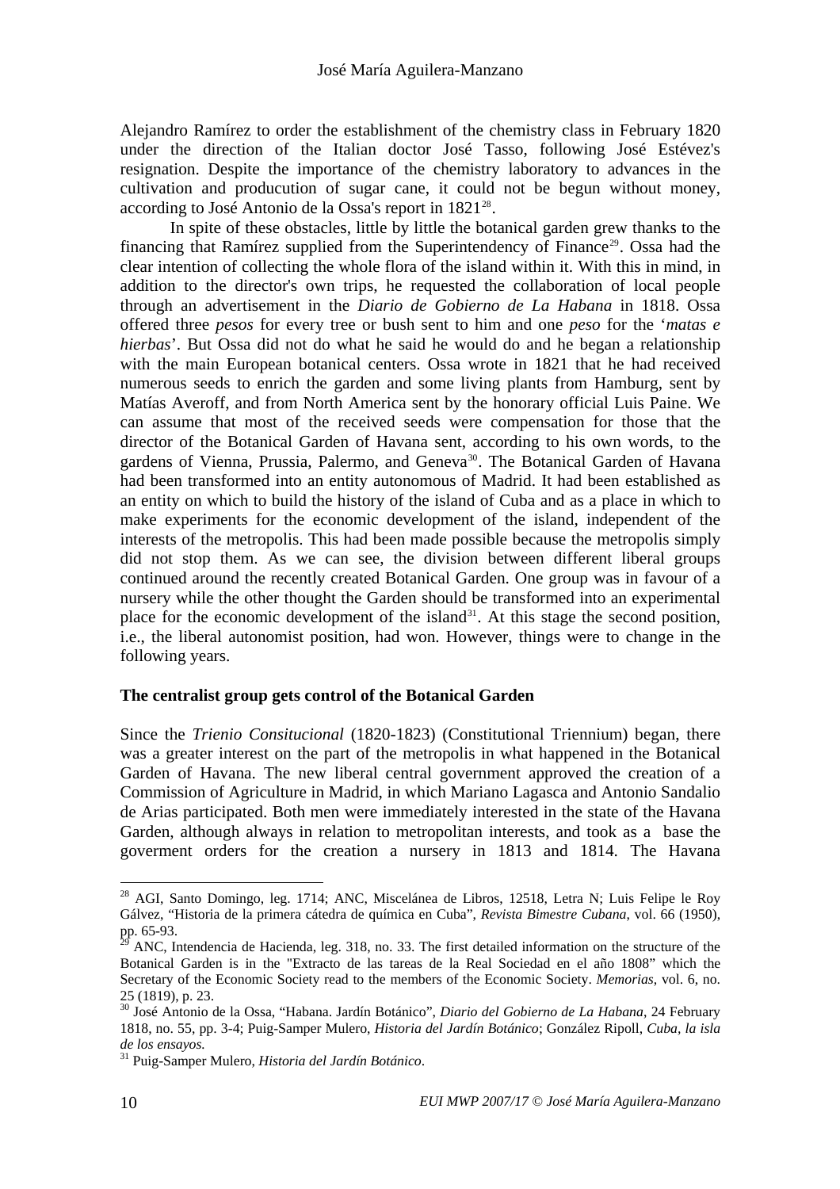Alejandro Ramírez to order the establishment of the chemistry class in February 1820 under the direction of the Italian doctor José Tasso, following José Estévez's resignation. Despite the importance of the chemistry laboratory to advances in the cultivation and producution of sugar cane, it could not be begun without money, according to José Antonio de la Ossa's report in 1821[28].

In spite of these obstacles, little by little the botanical garden grew thanks to the financing that Ramírez supplied from the Superintendency of Finance[29]. Ossa had the clear intention of collecting the whole flora of the island within it. With this in mind, in addition to the director's own trips, he requested the collaboration of local people through an advertisement in the *Diario de Gobierno de La Habana* in 1818. Ossa offered three *pesos* for every tree or bush sent to him and one *peso* for the '*matas e hierbas*'. But Ossa did not do what he said he would do and he began a relationship with the main European botanical centers. Ossa wrote in 1821 that he had received numerous seeds to enrich the garden and some living plants from Hamburg, sent by Matías Averoff, and from North America sent by the honorary official Luis Paine. We can assume that most of the received seeds were compensation for those that the director of the Botanical Garden of Havana sent, according to his own words, to the gardens of Vienna, Prussia, Palermo, and Geneva[30]. The Botanical Garden of Havana had been transformed into an entity autonomous of Madrid. It had been established as an entity on which to build the history of the island of Cuba and as a place in which to make experiments for the economic development of the island, independent of the interests of the metropolis. This had been made possible because the metropolis simply did not stop them. As we can see, the division between different liberal groups continued around the recently created Botanical Garden. One group was in favour of a nursery while the other thought the Garden should be transformed into an experimental place for the economic development of the island[31]. At this stage the second position, i.e., the liberal autonomist position, had won. However, things were to change in the following years.

### The centralist group gets control of the Botanical Garden

Since the *Trienio Consitucional* (1820-1823) (Constitutional Triennium) began, there was a greater interest on the part of the metropolis in what happened in the Botanical Garden of Havana. The new liberal central government approved the creation of a Commission of Agriculture in Madrid, in which Mariano Lagasca and Antonio Sandalio de Arias participated. Both men were immediately interested in the state of the Havana Garden, although always in relation to metropolitan interests, and took as a base the goverment orders for the creation a nursery in 1813 and 1814. The Havana

---

[28] AGI, Santo Domingo, leg. 1714; ANC, Miscelánea de Libros, 12518, Letra N; Luis Felipe le Roy Gálvez, "Historia de la primera cátedra de química en Cuba", *Revista Bimestre Cubana*, vol. 66 (1950), pp. 65-93.

[29] ANC, Intendencia de Hacienda, leg. 318, no. 33. The first detailed information on the structure of the Botanical Garden is in the "Extracto de las tareas de la Real Sociedad en el año 1808" which the Secretary of the Economic Society read to the members of the Economic Society. *Memorias*, vol. 6, no. 25 (1819), p. 23.

[30] José Antonio de la Ossa, "Habana. Jardín Botánico", *Diario del Gobierno de La Habana*, 24 February 1818, no. 55, pp. 3-4; Puig-Samper Mulero, *Historia del Jardín Botánico*; González Ripoll, *Cuba, la isla de los ensayos.*

[31] Puig-Samper Mulero, *Historia del Jardín Botánico*.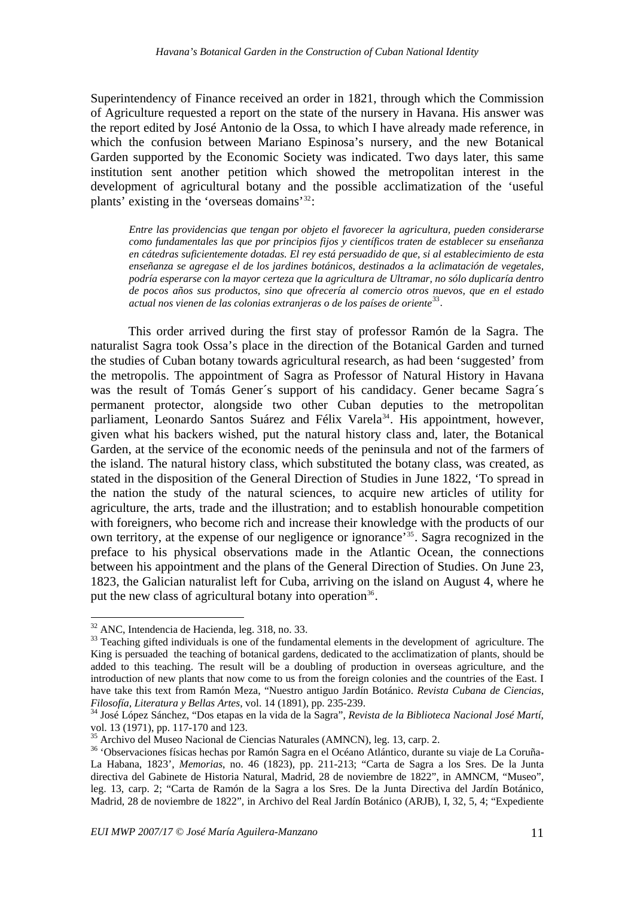Superintendency of Finance received an order in 1821, through which the Commission of Agriculture requested a report on the state of the nursery in Havana. His answer was the report edited by José Antonio de la Ossa, to which I have already made reference, in which the confusion between Mariano Espinosa's nursery, and the new Botanical Garden supported by the Economic Society was indicated. Two days later, this same institution sent another petition which showed the metropolitan interest in the development of agricultural botany and the possible acclimatization of the 'useful plants' existing in the 'overseas domains'[32]:

> *Entre las providencias que tengan por objeto el favorecer la agricultura, pueden considerarse como fundamentales las que por principios fijos y científicos traten de establecer su enseñanza en cátedras suficientemente dotadas. El rey está persuadido de que, si al establecimiento de esta enseñanza se agregase el de los jardines botánicos, destinados a la aclimatación de vegetales, podría esperarse con la mayor certeza que la agricultura de Ultramar, no sólo duplicaría dentro de pocos años sus productos, sino que ofrecería al comercio otros nuevos, que en el estado actual nos vienen de las colonias extranjeras o de los países de oriente*[33].

This order arrived during the first stay of professor Ramón de la Sagra. The naturalist Sagra took Ossa's place in the direction of the Botanical Garden and turned the studies of Cuban botany towards agricultural research, as had been 'suggested' from the metropolis. The appointment of Sagra as Professor of Natural History in Havana was the result of Tomás Gener´s support of his candidacy. Gener became Sagra´s permanent protector, alongside two other Cuban deputies to the metropolitan parliament, Leonardo Santos Suárez and Félix Varela[34]. His appointment, however, given what his backers wished, put the natural history class and, later, the Botanical Garden, at the service of the economic needs of the peninsula and not of the farmers of the island. The natural history class, which substituted the botany class, was created, as stated in the disposition of the General Direction of Studies in June 1822, 'To spread in the nation the study of the natural sciences, to acquire new articles of utility for agriculture, the arts, trade and the illustration; and to establish honourable competition with foreigners, who become rich and increase their knowledge with the products of our own territory, at the expense of our negligence or ignorance'[35]. Sagra recognized in the preface to his physical observations made in the Atlantic Ocean, the connections between his appointment and the plans of the General Direction of Studies. On June 23, 1823, the Galician naturalist left for Cuba, arriving on the island on August 4, where he put the new class of agricultural botany into operation[36].

---

[32] ANC, Intendencia de Hacienda, leg. 318, no. 33.

[33] Teaching gifted individuals is one of the fundamental elements in the development of agriculture. The King is persuaded the teaching of botanical gardens, dedicated to the acclimatization of plants, should be added to this teaching. The result will be a doubling of production in overseas agriculture, and the introduction of new plants that now come to us from the foreign colonies and the countries of the East. I have take this text from Ramón Meza, "Nuestro antiguo Jardín Botánico. *Revista Cubana de Ciencias, Filosofía, Literatura y Bellas Artes*, vol. 14 (1891), pp. 235-239.

[34] José López Sánchez, "Dos etapas en la vida de la Sagra", *Revista de la Biblioteca Nacional José Martí*, vol. 13 (1971), pp. 117-170 and 123.

[35] Archivo del Museo Nacional de Ciencias Naturales (AMNCN), leg. 13, carp. 2.

[36] 'Observaciones físicas hechas por Ramón Sagra en el Océano Atlántico, durante su viaje de La Coruña-La Habana, 1823', *Memorias*, no. 46 (1823), pp. 211-213; "Carta de Sagra a los Sres. De la Junta directiva del Gabinete de Historia Natural, Madrid, 28 de noviembre de 1822", in AMNCM, "Museo", leg. 13, carp. 2; "Carta de Ramón de la Sagra a los Sres. De la Junta Directiva del Jardín Botánico, Madrid, 28 de noviembre de 1822", in Archivo del Real Jardín Botánico (ARJB), I, 32, 5, 4; "Expediente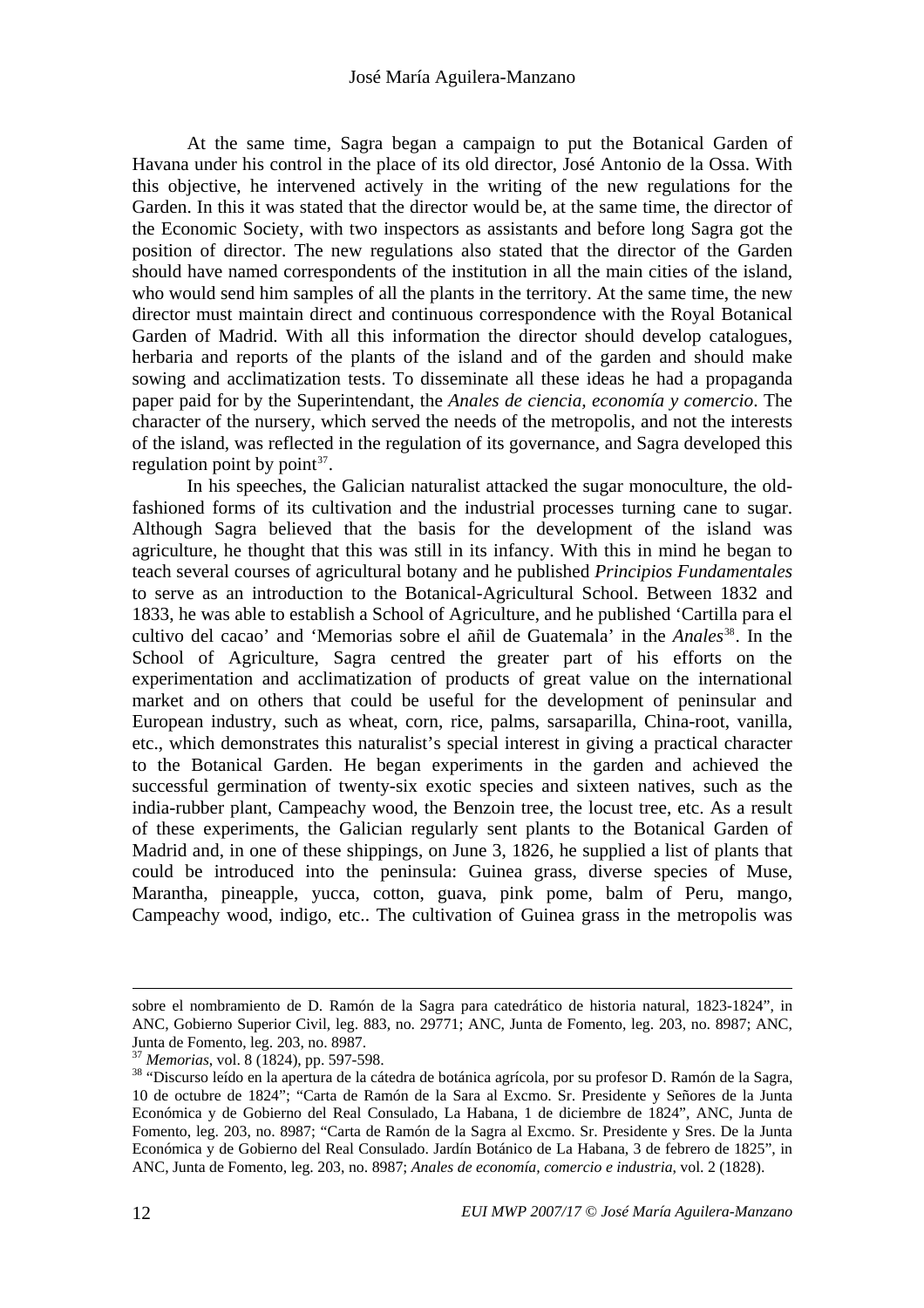At the same time, Sagra began a campaign to put the Botanical Garden of Havana under his control in the place of its old director, José Antonio de la Ossa. With this objective, he intervened actively in the writing of the new regulations for the Garden. In this it was stated that the director would be, at the same time, the director of the Economic Society, with two inspectors as assistants and before long Sagra got the position of director. The new regulations also stated that the director of the Garden should have named correspondents of the institution in all the main cities of the island, who would send him samples of all the plants in the territory. At the same time, the new director must maintain direct and continuous correspondence with the Royal Botanical Garden of Madrid. With all this information the director should develop catalogues, herbaria and reports of the plants of the island and of the garden and should make sowing and acclimatization tests. To disseminate all these ideas he had a propaganda paper paid for by the Superintendant, the *Anales de ciencia, economía y comercio*. The character of the nursery, which served the needs of the metropolis, and not the interests of the island, was reflected in the regulation of its governance, and Sagra developed this regulation point by point[37].

In his speeches, the Galician naturalist attacked the sugar monoculture, the old-fashioned forms of its cultivation and the industrial processes turning cane to sugar. Although Sagra believed that the basis for the development of the island was agriculture, he thought that this was still in its infancy. With this in mind he began to teach several courses of agricultural botany and he published *Principios Fundamentales* to serve as an introduction to the Botanical-Agricultural School. Between 1832 and 1833, he was able to establish a School of Agriculture, and he published 'Cartilla para el cultivo del cacao' and 'Memorias sobre el añil de Guatemala' in the *Anales*[38]. In the School of Agriculture, Sagra centred the greater part of his efforts on the experimentation and acclimatization of products of great value on the international market and on others that could be useful for the development of peninsular and European industry, such as wheat, corn, rice, palms, sarsaparilla, China-root, vanilla, etc., which demonstrates this naturalist's special interest in giving a practical character to the Botanical Garden. He began experiments in the garden and achieved the successful germination of twenty-six exotic species and sixteen natives, such as the india-rubber plant, Campeachy wood, the Benzoin tree, the locust tree, etc. As a result of these experiments, the Galician regularly sent plants to the Botanical Garden of Madrid and, in one of these shippings, on June 3, 1826, he supplied a list of plants that could be introduced into the peninsula: Guinea grass, diverse species of Muse, Marantha, pineapple, yucca, cotton, guava, pink pome, balm of Peru, mango, Campeachy wood, indigo, etc.. The cultivation of Guinea grass in the metropolis was

---

sobre el nombramiento de D. Ramón de la Sagra para catedrático de historia natural, 1823-1824", in ANC, Gobierno Superior Civil, leg. 883, no. 29771; ANC, Junta de Fomento, leg. 203, no. 8987; ANC, Junta de Fomento, leg. 203, no. 8987.

[37] *Memorias*, vol. 8 (1824), pp. 597-598.

[38] "Discurso leído en la apertura de la cátedra de botánica agrícola, por su profesor D. Ramón de la Sagra, 10 de octubre de 1824"; "Carta de Ramón de la Sara al Excmo. Sr. Presidente y Señores de la Junta Económica y de Gobierno del Real Consulado, La Habana, 1 de diciembre de 1824", ANC, Junta de Fomento, leg. 203, no. 8987; "Carta de Ramón de la Sagra al Excmo. Sr. Presidente y Sres. De la Junta Económica y de Gobierno del Real Consulado. Jardín Botánico de La Habana, 3 de febrero de 1825", in ANC, Junta de Fomento, leg. 203, no. 8987; *Anales de economía, comercio e industria*, vol. 2 (1828).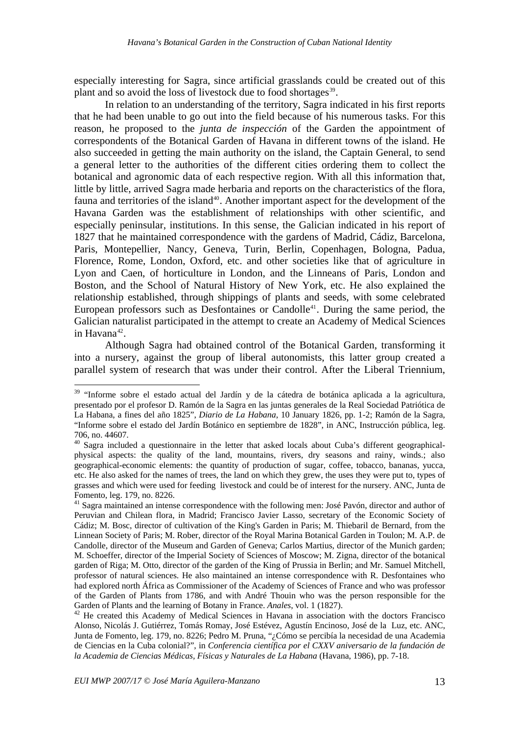especially interesting for Sagra, since artificial grasslands could be created out of this plant and so avoid the loss of livestock due to food shortages[39].

In relation to an understanding of the territory, Sagra indicated in his first reports that he had been unable to go out into the field because of his numerous tasks. For this reason, he proposed to the *junta de inspección* of the Garden the appointment of correspondents of the Botanical Garden of Havana in different towns of the island. He also succeeded in getting the main authority on the island, the Captain General, to send a general letter to the authorities of the different cities ordering them to collect the botanical and agronomic data of each respective region. With all this information that, little by little, arrived Sagra made herbaria and reports on the characteristics of the flora, fauna and territories of the island[40]. Another important aspect for the development of the Havana Garden was the establishment of relationships with other scientific, and especially peninsular, institutions. In this sense, the Galician indicated in his report of 1827 that he maintained correspondence with the gardens of Madrid, Cádiz, Barcelona, Paris, Montepellier, Nancy, Geneva, Turin, Berlin, Copenhagen, Bologna, Padua, Florence, Rome, London, Oxford, etc. and other societies like that of agriculture in Lyon and Caen, of horticulture in London, and the Linneans of Paris, London and Boston, and the School of Natural History of New York, etc. He also explained the relationship established, through shippings of plants and seeds, with some celebrated European professors such as Desfontaines or Candolle[41]. During the same period, the Galician naturalist participated in the attempt to create an Academy of Medical Sciences in Havana[42].

Although Sagra had obtained control of the Botanical Garden, transforming it into a nursery, against the group of liberal autonomists, this latter group created a parallel system of research that was under their control. After the Liberal Triennium,

---

[39] "Informe sobre el estado actual del Jardín y de la cátedra de botánica aplicada a la agricultura, presentado por el profesor D. Ramón de la Sagra en las juntas generales de la Real Sociedad Patriótica de La Habana, a fines del año 1825", *Diario de La Habana*, 10 January 1826, pp. 1-2; Ramón de la Sagra, "Informe sobre el estado del Jardín Botánico en septiembre de 1828", in ANC, Instrucción pública, leg. 706, no. 44607.

[40] Sagra included a questionnaire in the letter that asked locals about Cuba's different geographical-physical aspects: the quality of the land, mountains, rivers, dry seasons and rainy, winds.; also geographical-economic elements: the quantity of production of sugar, coffee, tobacco, bananas, yucca, etc. He also asked for the names of trees, the land on which they grew, the uses they were put to, types of grasses and which were used for feeding livestock and could be of interest for the nursery. ANC, Junta de Fomento, leg. 179, no. 8226.

[41] Sagra maintained an intense correspondence with the following men: José Pavón, director and author of Peruvian and Chilean flora, in Madrid; Francisco Javier Lasso, secretary of the Economic Society of Cádiz; M. Bosc, director of cultivation of the King's Garden in Paris; M. Thiebaril de Bernard, from the Linnean Society of Paris; M. Rober, director of the Royal Marina Botanical Garden in Toulon; M. A.P. de Candolle, director of the Museum and Garden of Geneva; Carlos Martius, director of the Munich garden; M. Schoeffer, director of the Imperial Society of Sciences of Moscow; M. Zigna, director of the botanical garden of Riga; M. Otto, director of the garden of the King of Prussia in Berlin; and Mr. Samuel Mitchell, professor of natural sciences. He also maintained an intense correspondence with R. Desfontaines who had explored north África as Commissioner of the Academy of Sciences of France and who was professor of the Garden of Plants from 1786, and with André Thouin who was the person responsible for the Garden of Plants and the learning of Botany in France. *Anales*, vol. 1 (1827).

[42] He created this Academy of Medical Sciences in Havana in association with the doctors Francisco Alonso, Nicolás J. Gutiérrez, Tomás Romay, José Estévez, Agustín Encinoso, José de la Luz, etc. ANC, Junta de Fomento, leg. 179, no. 8226; Pedro M. Pruna, "¿Cómo se percibía la necesidad de una Academia de Ciencias en la Cuba colonial?", in *Conferencia científica por el CXXV aniversario de la fundación de la Academia de Ciencias Médicas, Físicas y Naturales de La Habana* (Havana, 1986), pp. 7-18.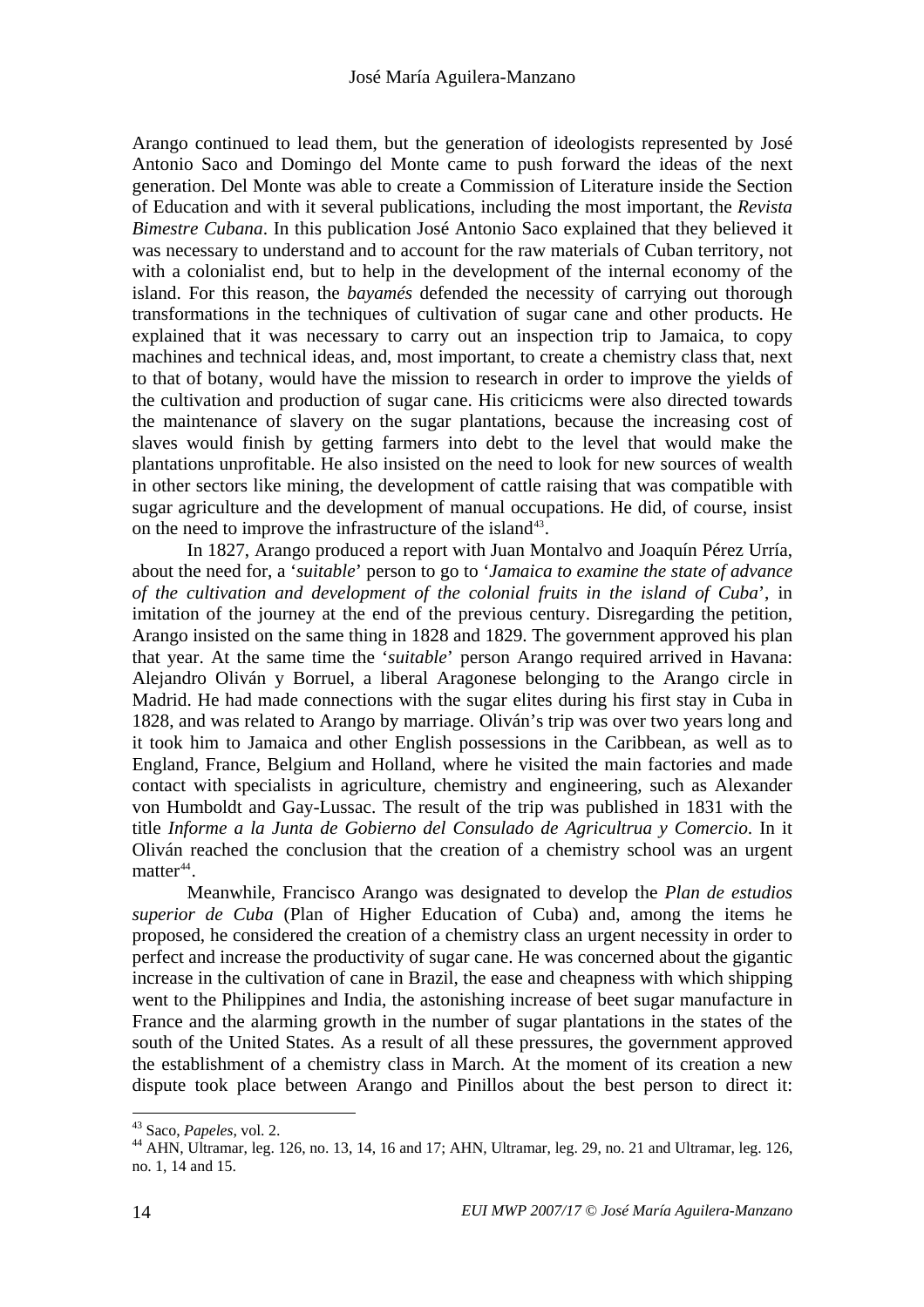Arango continued to lead them, but the generation of ideologists represented by José Antonio Saco and Domingo del Monte came to push forward the ideas of the next generation. Del Monte was able to create a Commission of Literature inside the Section of Education and with it several publications, including the most important, the *Revista Bimestre Cubana*. In this publication José Antonio Saco explained that they believed it was necessary to understand and to account for the raw materials of Cuban territory, not with a colonialist end, but to help in the development of the internal economy of the island. For this reason, the *bayamés* defended the necessity of carrying out thorough transformations in the techniques of cultivation of sugar cane and other products. He explained that it was necessary to carry out an inspection trip to Jamaica, to copy machines and technical ideas, and, most important, to create a chemistry class that, next to that of botany, would have the mission to research in order to improve the yields of the cultivation and production of sugar cane. His criticicms were also directed towards the maintenance of slavery on the sugar plantations, because the increasing cost of slaves would finish by getting farmers into debt to the level that would make the plantations unprofitable. He also insisted on the need to look for new sources of wealth in other sectors like mining, the development of cattle raising that was compatible with sugar agriculture and the development of manual occupations. He did, of course, insist on the need to improve the infrastructure of the island[43].

In 1827, Arango produced a report with Juan Montalvo and Joaquín Pérez Urría, about the need for, a '*suitable*' person to go to '*Jamaica to examine the state of advance of the cultivation and development of the colonial fruits in the island of Cuba*', in imitation of the journey at the end of the previous century. Disregarding the petition, Arango insisted on the same thing in 1828 and 1829. The government approved his plan that year. At the same time the '*suitable*' person Arango required arrived in Havana: Alejandro Oliván y Borruel, a liberal Aragonese belonging to the Arango circle in Madrid. He had made connections with the sugar elites during his first stay in Cuba in 1828, and was related to Arango by marriage. Oliván's trip was over two years long and it took him to Jamaica and other English possessions in the Caribbean, as well as to England, France, Belgium and Holland, where he visited the main factories and made contact with specialists in agriculture, chemistry and engineering, such as Alexander von Humboldt and Gay-Lussac. The result of the trip was published in 1831 with the title *Informe a la Junta de Gobierno del Consulado de Agricultrua y Comercio*. In it Oliván reached the conclusion that the creation of a chemistry school was an urgent matter[44].

Meanwhile, Francisco Arango was designated to develop the *Plan de estudios superior de Cuba* (Plan of Higher Education of Cuba) and, among the items he proposed, he considered the creation of a chemistry class an urgent necessity in order to perfect and increase the productivity of sugar cane. He was concerned about the gigantic increase in the cultivation of cane in Brazil, the ease and cheapness with which shipping went to the Philippines and India, the astonishing increase of beet sugar manufacture in France and the alarming growth in the number of sugar plantations in the states of the south of the United States. As a result of all these pressures, the government approved the establishment of a chemistry class in March. At the moment of its creation a new dispute took place between Arango and Pinillos about the best person to direct it:

---

[43] Saco, *Papeles*, vol. 2.

[44] AHN, Ultramar, leg. 126, no. 13, 14, 16 and 17; AHN, Ultramar, leg. 29, no. 21 and Ultramar, leg. 126, no. 1, 14 and 15.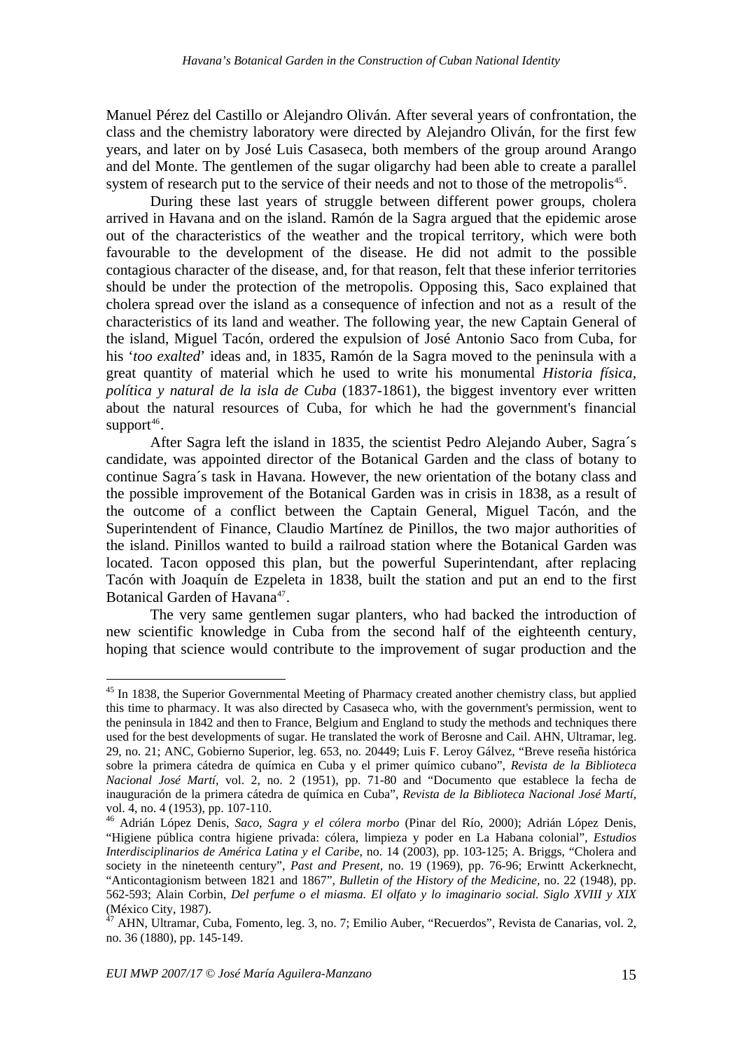Manuel Pérez del Castillo or Alejandro Oliván. After several years of confrontation, the class and the chemistry laboratory were directed by Alejandro Oliván, for the first few years, and later on by José Luis Casaseca, both members of the group around Arango and del Monte. The gentlemen of the sugar oligarchy had been able to create a parallel system of research put to the service of their needs and not to those of the metropolis[45].

During these last years of struggle between different power groups, cholera arrived in Havana and on the island. Ramón de la Sagra argued that the epidemic arose out of the characteristics of the weather and the tropical territory, which were both favourable to the development of the disease. He did not admit to the possible contagious character of the disease, and, for that reason, felt that these inferior territories should be under the protection of the metropolis. Opposing this, Saco explained that cholera spread over the island as a consequence of infection and not as a result of the characteristics of its land and weather. The following year, the new Captain General of the island, Miguel Tacón, ordered the expulsion of José Antonio Saco from Cuba, for his '*too exalted*' ideas and, in 1835, Ramón de la Sagra moved to the peninsula with a great quantity of material which he used to write his monumental *Historia física, política y natural de la isla de Cuba* (1837-1861), the biggest inventory ever written about the natural resources of Cuba, for which he had the government's financial support[46].

After Sagra left the island in 1835, the scientist Pedro Alejando Auber, Sagra´s candidate, was appointed director of the Botanical Garden and the class of botany to continue Sagra´s task in Havana. However, the new orientation of the botany class and the possible improvement of the Botanical Garden was in crisis in 1838, as a result of the outcome of a conflict between the Captain General, Miguel Tacón, and the Superintendent of Finance, Claudio Martínez de Pinillos, the two major authorities of the island. Pinillos wanted to build a railroad station where the Botanical Garden was located. Tacon opposed this plan, but the powerful Superintendant, after replacing Tacón with Joaquín de Ezpeleta in 1838, built the station and put an end to the first Botanical Garden of Havana[47].

The very same gentlemen sugar planters, who had backed the introduction of new scientific knowledge in Cuba from the second half of the eighteenth century, hoping that science would contribute to the improvement of sugar production and the

---

[45] In 1838, the Superior Governmental Meeting of Pharmacy created another chemistry class, but applied this time to pharmacy. It was also directed by Casaseca who, with the government's permission, went to the peninsula in 1842 and then to France, Belgium and England to study the methods and techniques there used for the best developments of sugar. He translated the work of Berosne and Cail. AHN, Ultramar, leg. 29, no. 21; ANC, Gobierno Superior, leg. 653, no. 20449; Luis F. Leroy Gálvez, "Breve reseña histórica sobre la primera cátedra de química en Cuba y el primer químico cubano", *Revista de la Biblioteca Nacional José Martí*, vol. 2, no. 2 (1951), pp. 71-80 and "Documento que establece la fecha de inauguración de la primera cátedra de química en Cuba", *Revista de la Biblioteca Nacional José Martí*, vol. 4, no. 4 (1953), pp. 107-110.

[46] Adrián López Denis, *Saco, Sagra y el cólera morbo* (Pinar del Río, 2000); Adrián López Denis, "Higiene pública contra higiene privada: cólera, limpieza y poder en La Habana colonial", *Estudios Interdisciplinarios de América Latina y el Caribe*, no. 14 (2003), pp. 103-125; A. Briggs, "Cholera and society in the nineteenth century", *Past and Present*, no. 19 (1969), pp. 76-96; Erwintt Ackerknecht, "Anticontagionism between 1821 and 1867", *Bulletin of the History of the Medicine*, no. 22 (1948), pp. 562-593; Alain Corbin, *Del perfume o el miasma. El olfato y lo imaginario social. Siglo XVIII y XIX* (México City, 1987).

[47] AHN, Ultramar, Cuba, Fomento, leg. 3, no. 7; Emilio Auber, "Recuerdos", Revista de Canarias, vol. 2, no. 36 (1880), pp. 145-149.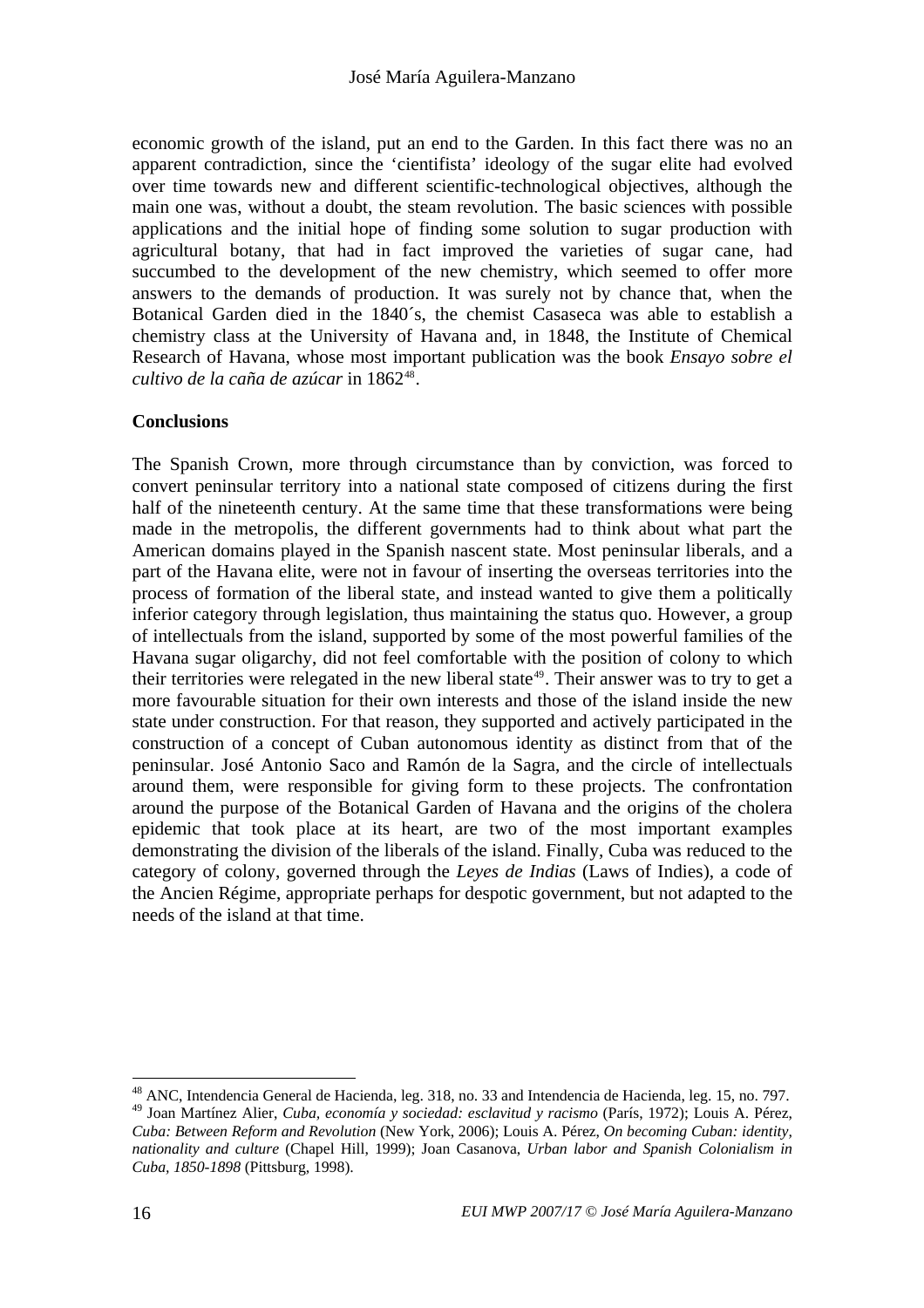economic growth of the island, put an end to the Garden. In this fact there was no an apparent contradiction, since the 'cientifista' ideology of the sugar elite had evolved over time towards new and different scientific-technological objectives, although the main one was, without a doubt, the steam revolution. The basic sciences with possible applications and the initial hope of finding some solution to sugar production with agricultural botany, that had in fact improved the varieties of sugar cane, had succumbed to the development of the new chemistry, which seemed to offer more answers to the demands of production. It was surely not by chance that, when the Botanical Garden died in the 1840´s, the chemist Casaseca was able to establish a chemistry class at the University of Havana and, in 1848, the Institute of Chemical Research of Havana, whose most important publication was the book *Ensayo sobre el cultivo de la caña de azúcar* in 1862[48].

**Conclusions**

The Spanish Crown, more through circumstance than by conviction, was forced to convert peninsular territory into a national state composed of citizens during the first half of the nineteenth century. At the same time that these transformations were being made in the metropolis, the different governments had to think about what part the American domains played in the Spanish nascent state. Most peninsular liberals, and a part of the Havana elite, were not in favour of inserting the overseas territories into the process of formation of the liberal state, and instead wanted to give them a politically inferior category through legislation, thus maintaining the status quo. However, a group of intellectuals from the island, supported by some of the most powerful families of the Havana sugar oligarchy, did not feel comfortable with the position of colony to which their territories were relegated in the new liberal state[49]. Their answer was to try to get a more favourable situation for their own interests and those of the island inside the new state under construction. For that reason, they supported and actively participated in the construction of a concept of Cuban autonomous identity as distinct from that of the peninsular. José Antonio Saco and Ramón de la Sagra, and the circle of intellectuals around them, were responsible for giving form to these projects. The confrontation around the purpose of the Botanical Garden of Havana and the origins of the cholera epidemic that took place at its heart, are two of the most important examples demonstrating the division of the liberals of the island. Finally, Cuba was reduced to the category of colony, governed through the *Leyes de Indias* (Laws of Indies), a code of the Ancien Régime, appropriate perhaps for despotic government, but not adapted to the needs of the island at that time.

---

[48] ANC, Intendencia General de Hacienda, leg. 318, no. 33 and Intendencia de Hacienda, leg. 15, no. 797.

[49] Joan Martínez Alier, *Cuba, economía y sociedad: esclavitud y racismo* (París, 1972); Louis A. Pérez, *Cuba: Between Reform and Revolution* (New York, 2006); Louis A. Pérez, *On becoming Cuban: identity, nationality and culture* (Chapel Hill, 1999); Joan Casanova, *Urban labor and Spanish Colonialism in Cuba, 1850-1898* (Pittsburg, 1998).